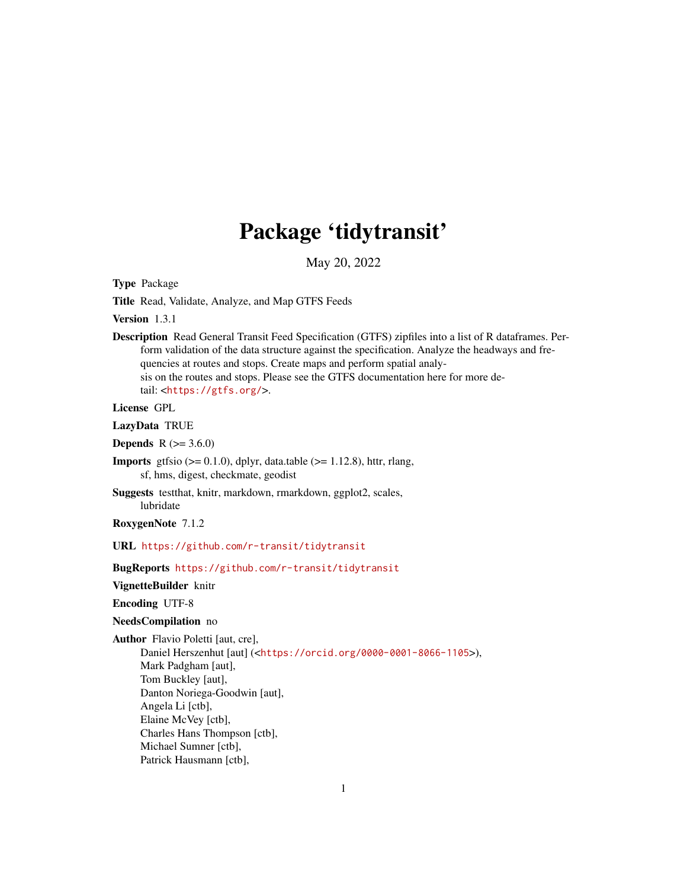# Package 'tidytransit'

May 20, 2022

**Type** Package

**Title** Read, Validate, Analyze, and Map GTFS Feeds

**Version** 1.3.1

**Description** Read General Transit Feed Specification (GTFS) zipfiles into a list of R dataframes. Perform validation of the data structure against the specification. Analyze the headways and frequencies at routes and stops. Create maps and perform spatial analysis on the routes and stops. Please see the GTFS documentation here for more detail: <https://gtfs.org/>.

**License** GPL

**LazyData** TRUE

**Depends** R (>= 3.6.0)

**Imports** gtfsio (>= 0.1.0), dplyr, data.table (>= 1.12.8), httr, rlang, sf, hms, digest, checkmate, geodist

**Suggests** testthat, knitr, markdown, rmarkdown, ggplot2, scales, lubridate

**RoxygenNote** 7.1.2

**URL** https://github.com/r-transit/tidytransit

**BugReports** https://github.com/r-transit/tidytransit

**VignetteBuilder** knitr

**Encoding** UTF-8

**NeedsCompilation** no

**Author** Flavio Poletti [aut, cre],
Daniel Herszenhut [aut] (<https://orcid.org/0000-0001-8066-1105>),
Mark Padgham [aut],
Tom Buckley [aut],
Danton Noriega-Goodwin [aut],
Angela Li [ctb],
Elaine McVey [ctb],
Charles Hans Thompson [ctb],
Michael Sumner [ctb],
Patrick Hausmann [ctb],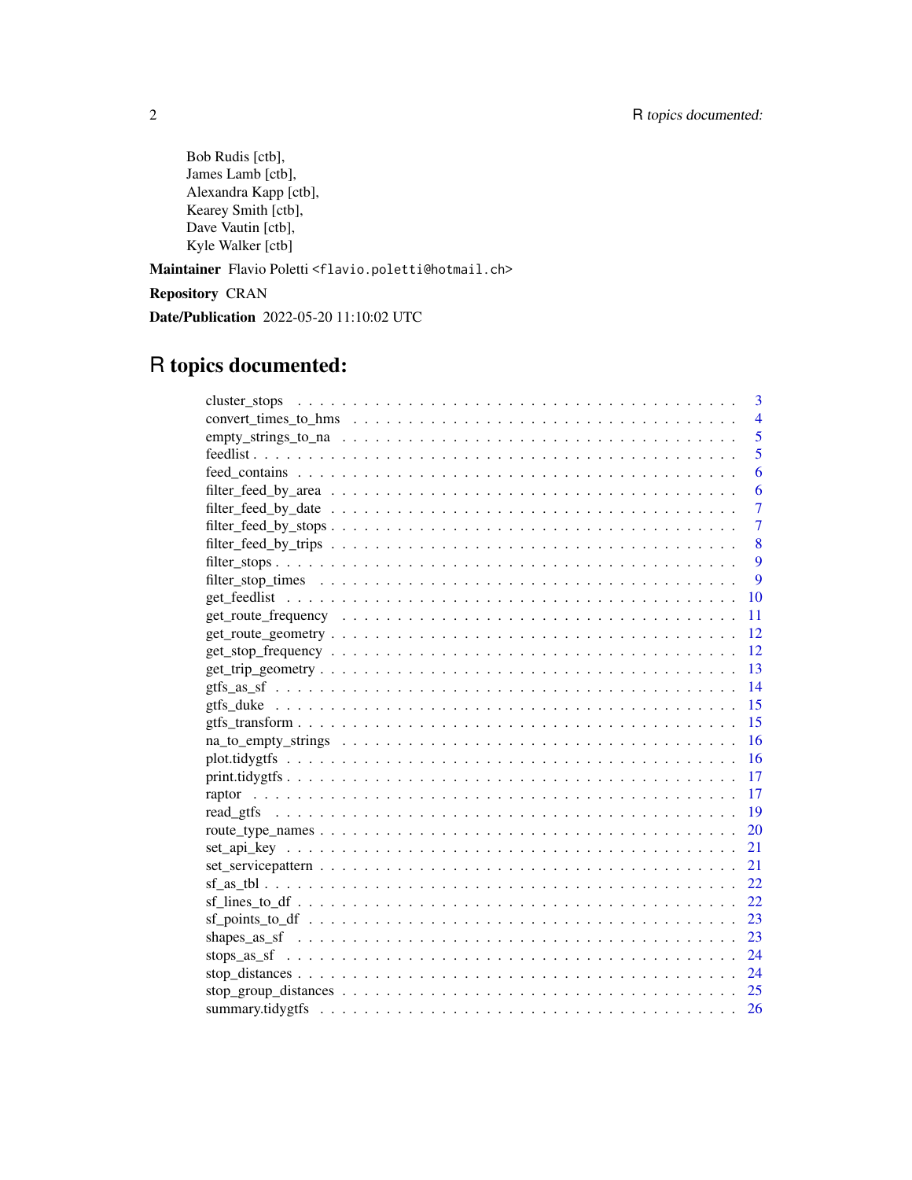Bob Rudis [ctb],
James Lamb [ctb],
Alexandra Kapp [ctb],
Kearey Smith [ctb],
Dave Vautin [ctb],
Kyle Walker [ctb]

**Maintainer** Flavio Poletti <flavio.poletti@hotmail.ch>

**Repository** CRAN

**Date/Publication** 2022-05-20 11:10:02 UTC

# R topics documented:

| | |
|---|---|
| cluster_stops | 3 |
| convert_times_to_hms | 4 |
| empty_strings_to_na | 5 |
| feedlist | 5 |
| feed_contains | 6 |
| filter_feed_by_area | 6 |
| filter_feed_by_date | 7 |
| filter_feed_by_stops | 7 |
| filter_feed_by_trips | 8 |
| filter_stops | 9 |
| filter_stop_times | 9 |
| get_feedlist | 10 |
| get_route_frequency | 11 |
| get_route_geometry | 12 |
| get_stop_frequency | 12 |
| get_trip_geometry | 13 |
| gtfs_as_sf | 14 |
| gtfs_duke | 15 |
| gtfs_transform | 15 |
| na_to_empty_strings | 16 |
| plot.tidygtfs | 16 |
| print.tidygtfs | 17 |
| raptor | 17 |
| read_gtfs | 19 |
| route_type_names | 20 |
| set_api_key | 21 |
| set_servicepattern | 21 |
| sf_as_tbl | 22 |
| sf_lines_to_df | 22 |
| sf_points_to_df | 23 |
| shapes_as_sf | 23 |
| stops_as_sf | 24 |
| stop_distances | 24 |
| stop_group_distances | 25 |
| summary.tidygtfs | 26 |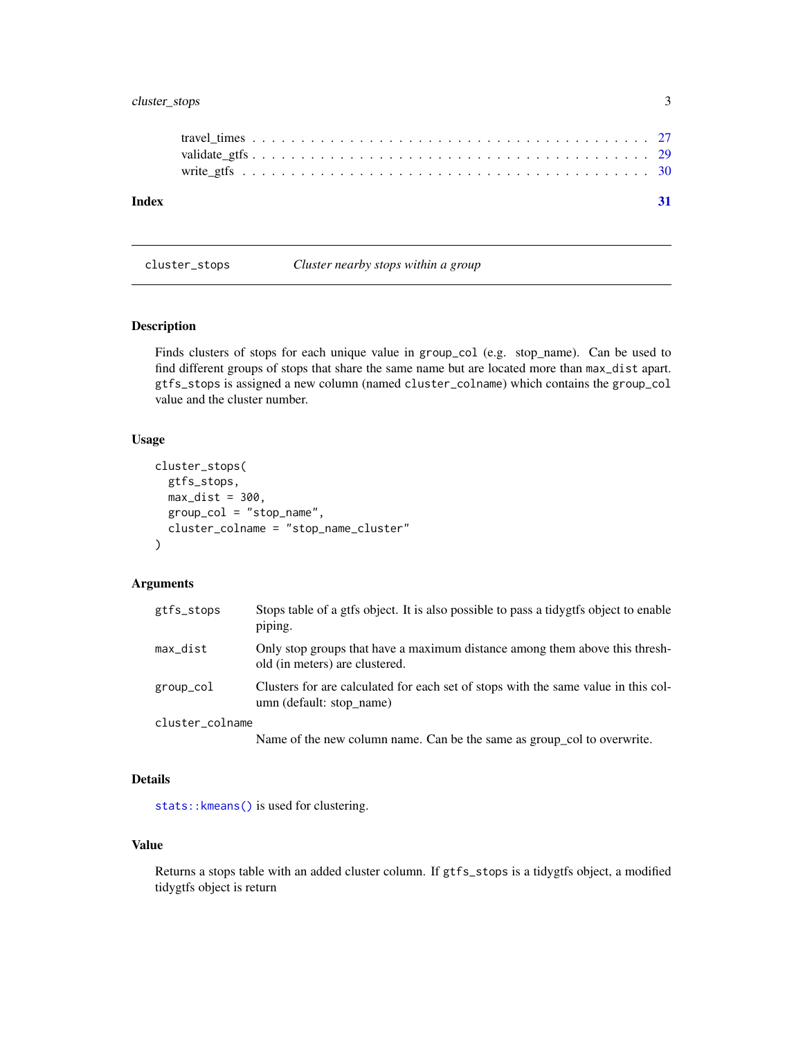travel_times . . . . . . . . . . . . . . . . . . . . . . . . . . . . . . . . . . . . . . 27
validate_gtfs . . . . . . . . . . . . . . . . . . . . . . . . . . . . . . . . . . . . . . 29
write_gtfs . . . . . . . . . . . . . . . . . . . . . . . . . . . . . . . . . . . . . . . 30

**Index** **31**

---

## cluster_stops — *Cluster nearby stops within a group*

### Description

Finds clusters of stops for each unique value in `group_col` (e.g. stop_name). Can be used to find different groups of stops that share the same name but are located more than `max_dist` apart. `gtfs_stops` is assigned a new column (named `cluster_colname`) which contains the `group_col` value and the cluster number.

### Usage

```
cluster_stops(
  gtfs_stops,
  max_dist = 300,
  group_col = "stop_name",
  cluster_colname = "stop_name_cluster"
)
```

### Arguments

| | |
|---|---|
| `gtfs_stops` | Stops table of a gtfs object. It is also possible to pass a tidygtfs object to enable piping. |
| `max_dist` | Only stop groups that have a maximum distance among them above this threshold (in meters) are clustered. |
| `group_col` | Clusters for are calculated for each set of stops with the same value in this column (default: stop_name) |
| `cluster_colname` | Name of the new column name. Can be the same as group_col to overwrite. |

### Details

`stats::kmeans()` is used for clustering.

### Value

Returns a stops table with an added cluster column. If `gtfs_stops` is a tidygtfs object, a modified tidygtfs object is return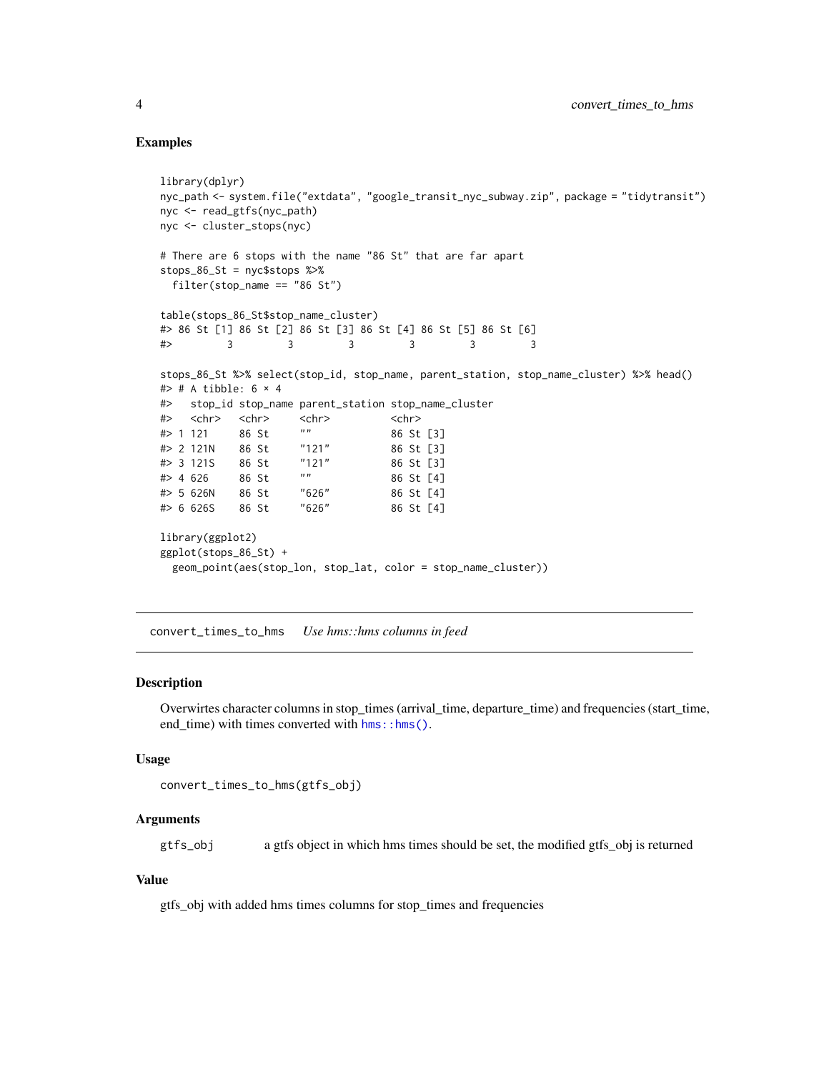## Examples

```
library(dplyr)
nyc_path <- system.file("extdata", "google_transit_nyc_subway.zip", package = "tidytransit")
nyc <- read_gtfs(nyc_path)
nyc <- cluster_stops(nyc)

# There are 6 stops with the name "86 St" that are far apart
stops_86_St = nyc$stops %>%
  filter(stop_name == "86 St")

table(stops_86_St$stop_name_cluster)
#> 86 St [1] 86 St [2] 86 St [3] 86 St [4] 86 St [5] 86 St [6]
#>         3         3         3         3         3         3

stops_86_St %>% select(stop_id, stop_name, parent_station, stop_name_cluster) %>% head()
#> # A tibble: 6 × 4
#>   stop_id stop_name parent_station stop_name_cluster
#>   <chr>   <chr>     <chr>          <chr>
#> 1 121     86 St     ""             86 St [3]
#> 2 121N    86 St     "121"          86 St [3]
#> 3 121S    86 St     "121"          86 St [3]
#> 4 626     86 St     ""             86 St [4]
#> 5 626N    86 St     "626"          86 St [4]
#> 6 626S    86 St     "626"          86 St [4]

library(ggplot2)
ggplot(stops_86_St) +
  geom_point(aes(stop_lon, stop_lat, color = stop_name_cluster))
```

---

## convert_times_to_hms — *Use hms::hms columns in feed*

### Description

Overwirtes character columns in stop_times (arrival_time, departure_time) and frequencies (start_time, end_time) with times converted with `hms::hms()`.

### Usage

```
convert_times_to_hms(gtfs_obj)
```

### Arguments

| | |
|---|---|
| `gtfs_obj` | a gtfs object in which hms times should be set, the modified gtfs_obj is returned |

### Value

gtfs_obj with added hms times columns for stop_times and frequencies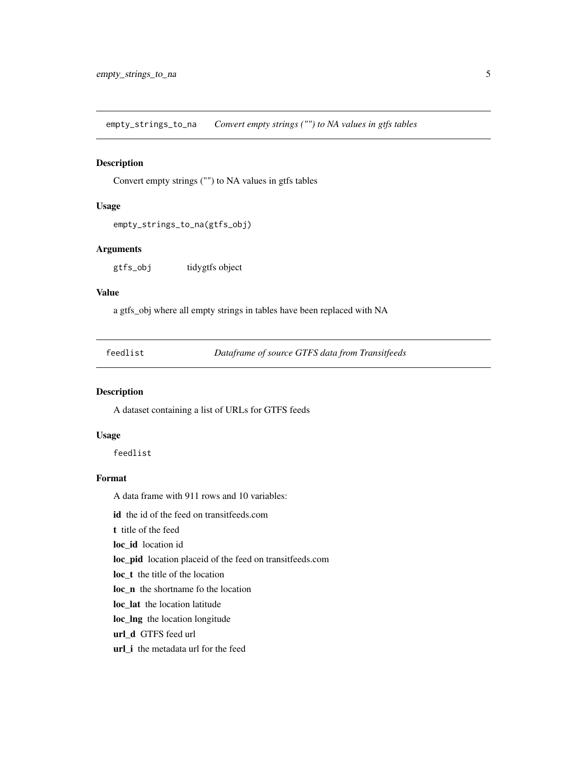## empty_strings_to_na *Convert empty strings ("") to NA values in gtfs tables*

### Description

Convert empty strings ("") to NA values in gtfs tables

### Usage

```
empty_strings_to_na(gtfs_obj)
```

### Arguments

`gtfs_obj` tidygtfs object

### Value

a gtfs_obj where all empty strings in tables have been replaced with NA

## feedlist *Dataframe of source GTFS data from Transitfeeds*

### Description

A dataset containing a list of URLs for GTFS feeds

### Usage

```
feedlist
```

### Format

A data frame with 911 rows and 10 variables:

**id** the id of the feed on transitfeeds.com

**t** title of the feed

**loc_id** location id

**loc_pid** location placeid of the feed on transitfeeds.com

**loc_t** the title of the location

**loc_n** the shortname fo the location

**loc_lat** the location latitude

**loc_lng** the location longitude

**url_d** GTFS feed url

**url_i** the metadata url for the feed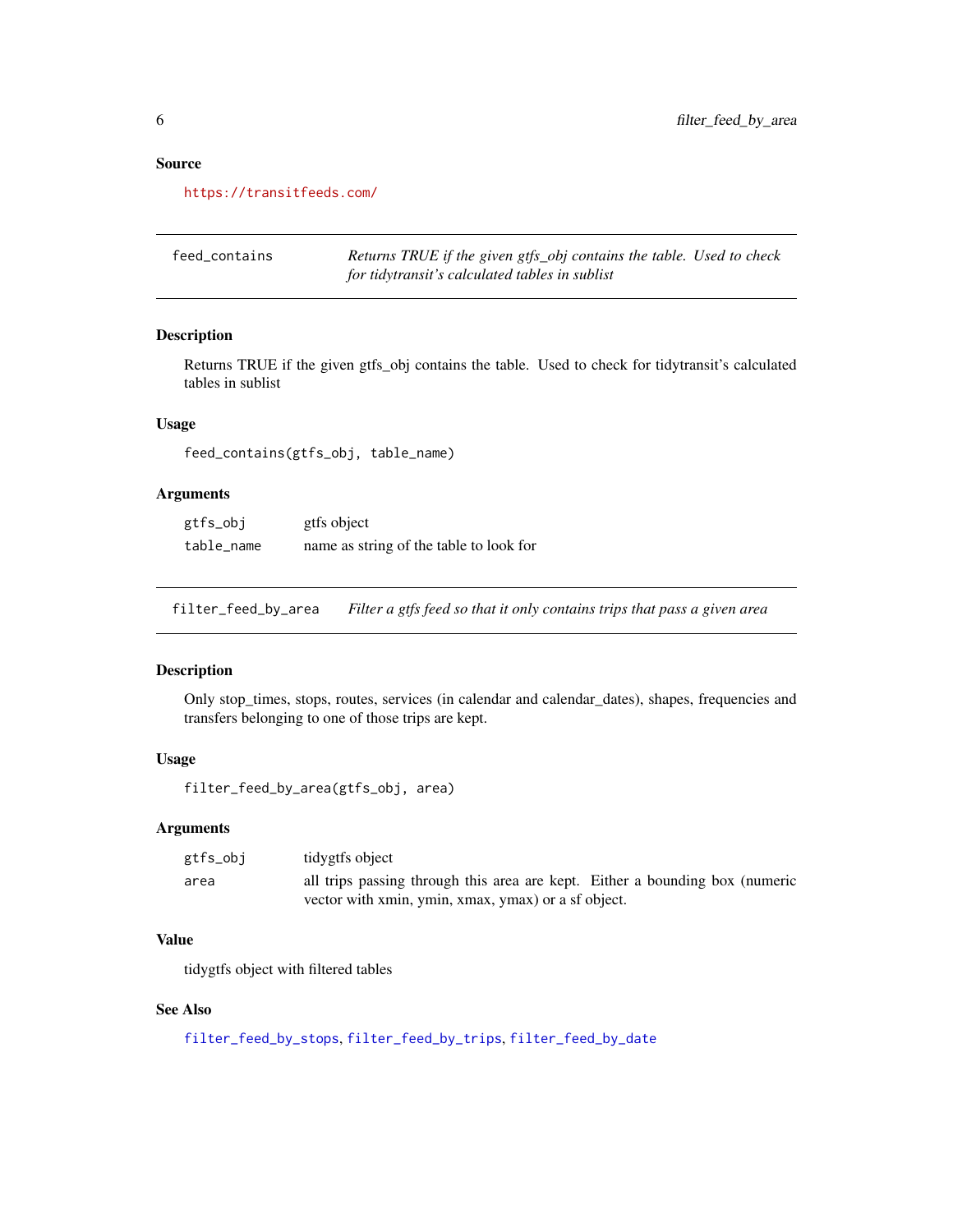### Source

https://transitfeeds.com/

---

## feed_contains

*Returns TRUE if the given gtfs_obj contains the table. Used to check for tidytransit's calculated tables in sublist*

### Description

Returns TRUE if the given gtfs_obj contains the table. Used to check for tidytransit's calculated tables in sublist

### Usage

```
feed_contains(gtfs_obj, table_name)
```

### Arguments

| | |
|---|---|
| gtfs_obj | gtfs object |
| table_name | name as string of the table to look for |

---

## filter_feed_by_area

*Filter a gtfs feed so that it only contains trips that pass a given area*

### Description

Only stop_times, stops, routes, services (in calendar and calendar_dates), shapes, frequencies and transfers belonging to one of those trips are kept.

### Usage

```
filter_feed_by_area(gtfs_obj, area)
```

### Arguments

| | |
|---|---|
| gtfs_obj | tidygtfs object |
| area | all trips passing through this area are kept. Either a bounding box (numeric vector with xmin, ymin, xmax, ymax) or a sf object. |

### Value

tidygtfs object with filtered tables

### See Also

filter_feed_by_stops, filter_feed_by_trips, filter_feed_by_date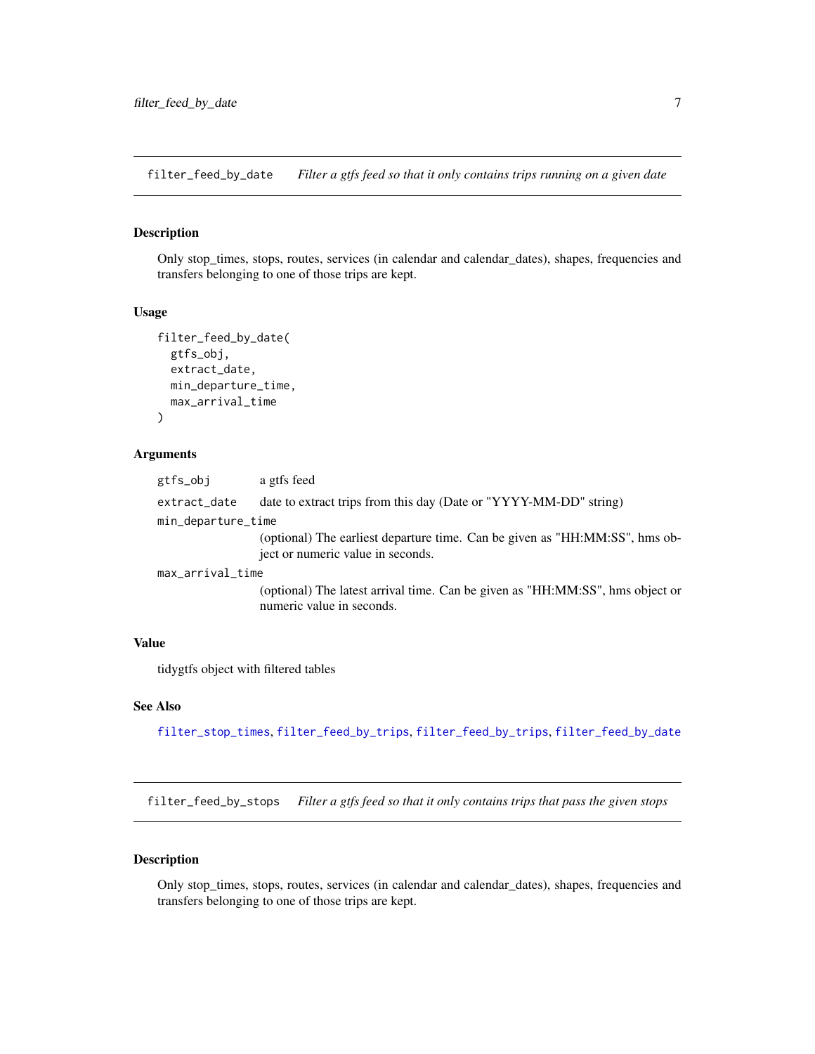## filter_feed_by_date — *Filter a gtfs feed so that it only contains trips running on a given date*

### Description

Only stop_times, stops, routes, services (in calendar and calendar_dates), shapes, frequencies and transfers belonging to one of those trips are kept.

### Usage

```
filter_feed_by_date(
  gtfs_obj,
  extract_date,
  min_departure_time,
  max_arrival_time
)
```

### Arguments

| | |
|---|---|
| `gtfs_obj` | a gtfs feed |
| `extract_date` | date to extract trips from this day (Date or "YYYY-MM-DD" string) |
| `min_departure_time` | (optional) The earliest departure time. Can be given as "HH:MM:SS", hms object or numeric value in seconds. |
| `max_arrival_time` | (optional) The latest arrival time. Can be given as "HH:MM:SS", hms object or numeric value in seconds. |

### Value

tidygtfs object with filtered tables

### See Also

filter_stop_times, filter_feed_by_trips, filter_feed_by_trips, filter_feed_by_date

## filter_feed_by_stops — *Filter a gtfs feed so that it only contains trips that pass the given stops*

### Description

Only stop_times, stops, routes, services (in calendar and calendar_dates), shapes, frequencies and transfers belonging to one of those trips are kept.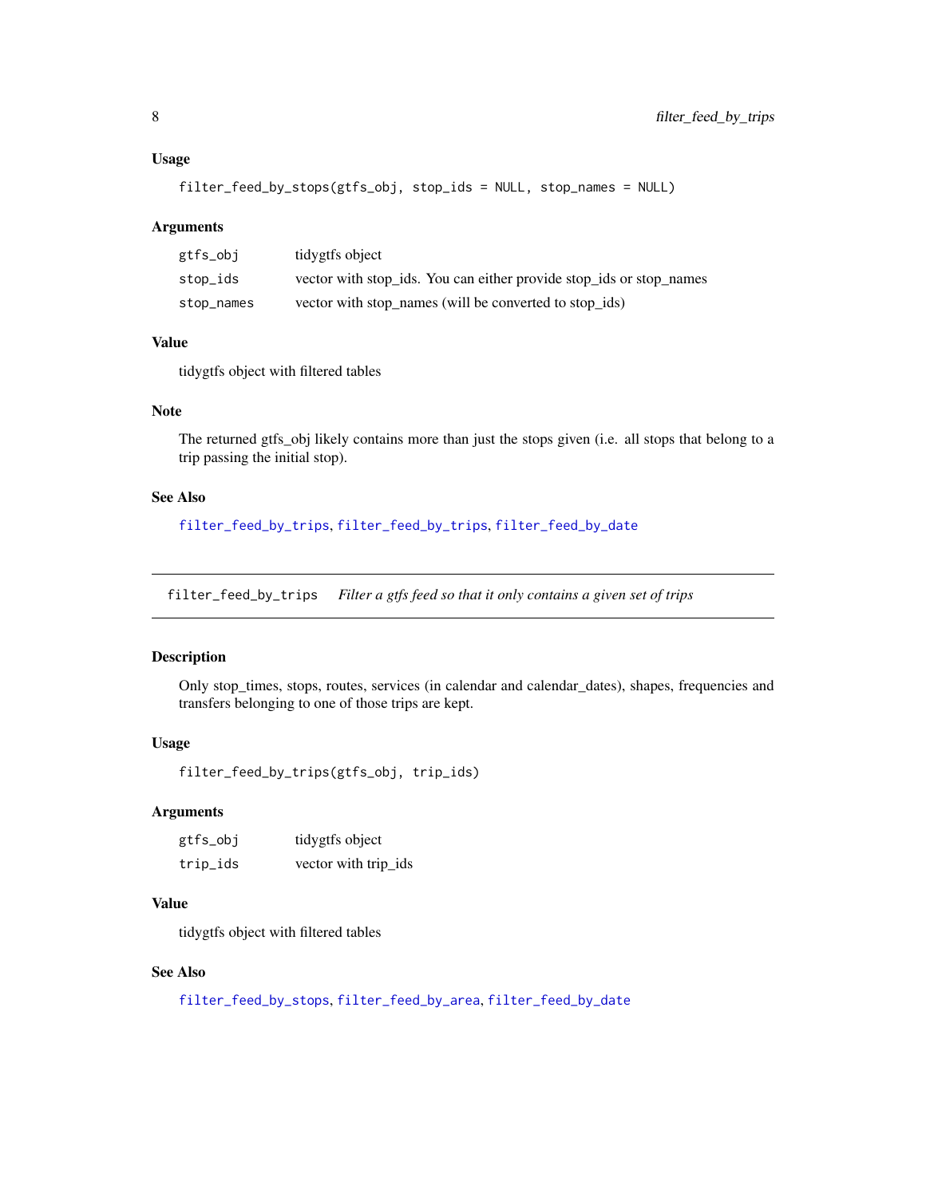### Usage

```
filter_feed_by_stops(gtfs_obj, stop_ids = NULL, stop_names = NULL)
```

### Arguments

| | |
|---|---|
| gtfs_obj | tidygtfs object |
| stop_ids | vector with stop_ids. You can either provide stop_ids or stop_names |
| stop_names | vector with stop_names (will be converted to stop_ids) |

### Value

tidygtfs object with filtered tables

### Note

The returned gtfs_obj likely contains more than just the stops given (i.e. all stops that belong to a trip passing the initial stop).

### See Also

filter_feed_by_trips, filter_feed_by_trips, filter_feed_by_date

---

## filter_feed_by_trips — *Filter a gtfs feed so that it only contains a given set of trips*

---

### Description

Only stop_times, stops, routes, services (in calendar and calendar_dates), shapes, frequencies and transfers belonging to one of those trips are kept.

### Usage

```
filter_feed_by_trips(gtfs_obj, trip_ids)
```

### Arguments

| | |
|---|---|
| gtfs_obj | tidygtfs object |
| trip_ids | vector with trip_ids |

### Value

tidygtfs object with filtered tables

### See Also

filter_feed_by_stops, filter_feed_by_area, filter_feed_by_date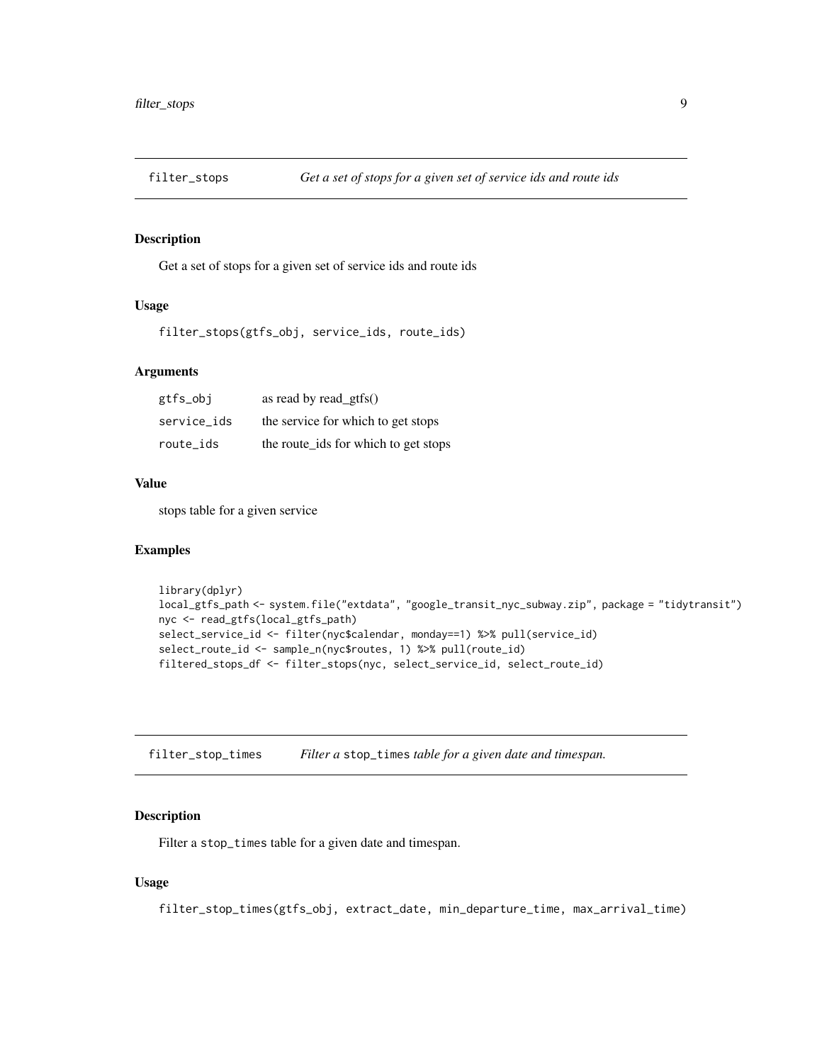## filter_stops *Get a set of stops for a given set of service ids and route ids*

### Description

Get a set of stops for a given set of service ids and route ids

### Usage

```
filter_stops(gtfs_obj, service_ids, route_ids)
```

### Arguments

| | |
|---|---|
| gtfs_obj | as read by read_gtfs() |
| service_ids | the service for which to get stops |
| route_ids | the route_ids for which to get stops |

### Value

stops table for a given service

### Examples

```
library(dplyr)
local_gtfs_path <- system.file("extdata", "google_transit_nyc_subway.zip", package = "tidytransit")
nyc <- read_gtfs(local_gtfs_path)
select_service_id <- filter(nyc$calendar, monday==1) %>% pull(service_id)
select_route_id <- sample_n(nyc$routes, 1) %>% pull(route_id)
filtered_stops_df <- filter_stops(nyc, select_service_id, select_route_id)
```

## filter_stop_times *Filter a `stop_times` table for a given date and timespan.*

### Description

Filter a `stop_times` table for a given date and timespan.

### Usage

```
filter_stop_times(gtfs_obj, extract_date, min_departure_time, max_arrival_time)
```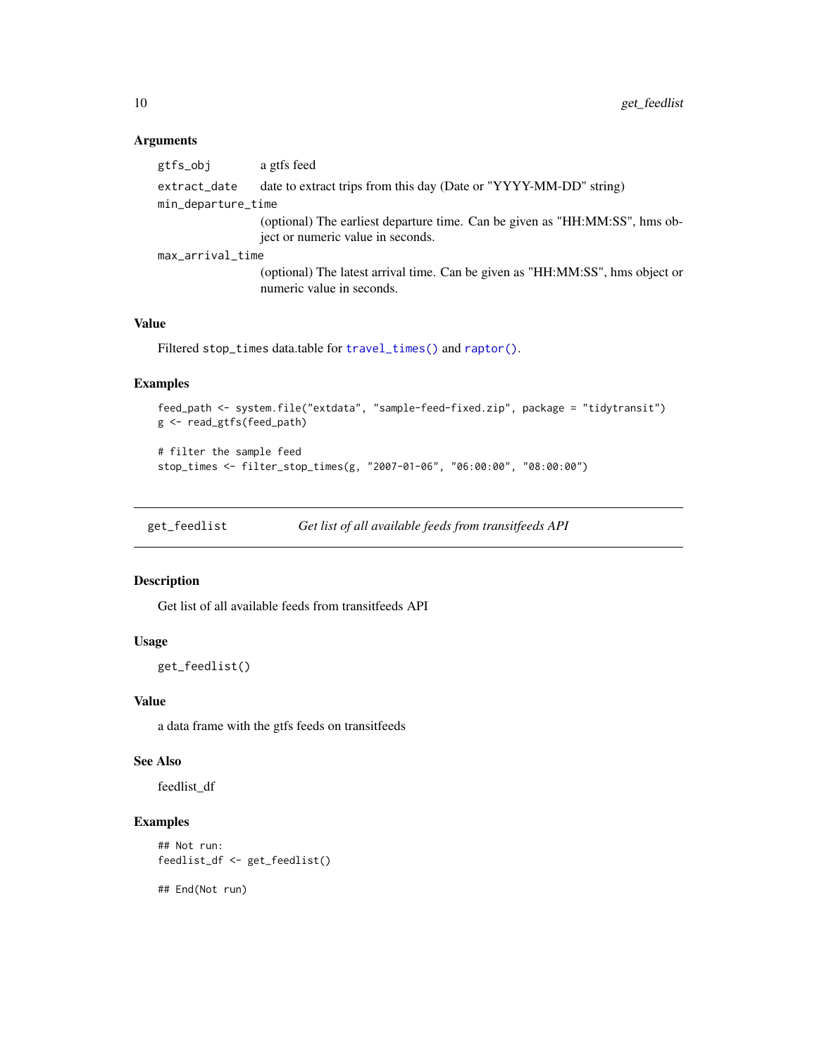### Arguments

| | |
|---|---|
| gtfs_obj | a gtfs feed |
| extract_date | date to extract trips from this day (Date or "YYYY-MM-DD" string) |
| min_departure_time | (optional) The earliest departure time. Can be given as "HH:MM:SS", hms object or numeric value in seconds. |
| max_arrival_time | (optional) The latest arrival time. Can be given as "HH:MM:SS", hms object or numeric value in seconds. |

### Value

Filtered stop_times data.table for travel_times() and raptor().

### Examples

```
feed_path <- system.file("extdata", "sample-feed-fixed.zip", package = "tidytransit")
g <- read_gtfs(feed_path)

# filter the sample feed
stop_times <- filter_stop_times(g, "2007-01-06", "06:00:00", "08:00:00")
```

---

## get_feedlist — *Get list of all available feeds from transitfeeds API*

### Description

Get list of all available feeds from transitfeeds API

### Usage

```
get_feedlist()
```

### Value

a data frame with the gtfs feeds on transitfeeds

### See Also

feedlist_df

### Examples

```
## Not run:
feedlist_df <- get_feedlist()

## End(Not run)
```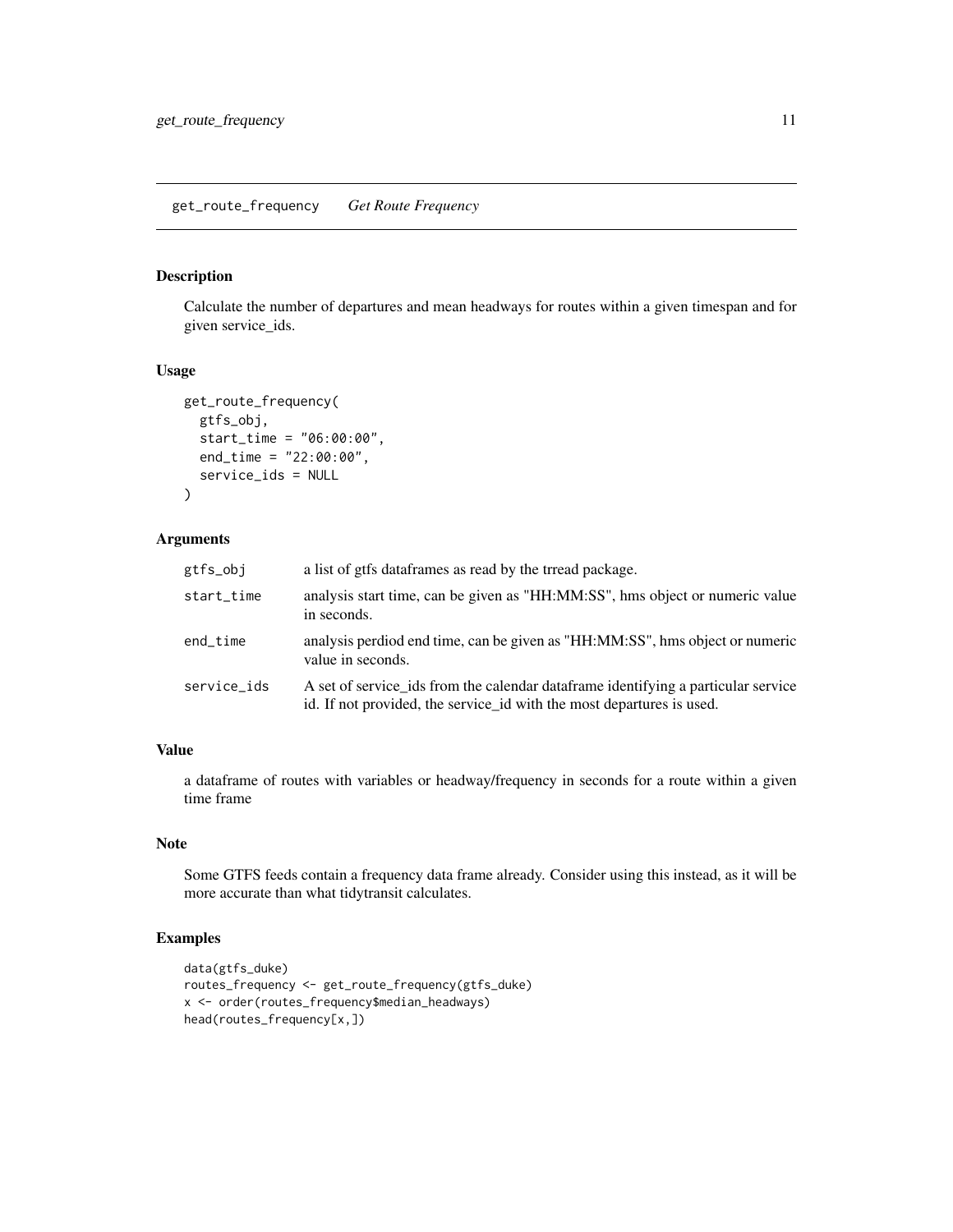## get_route_frequency *Get Route Frequency*

### Description

Calculate the number of departures and mean headways for routes within a given timespan and for given service_ids.

### Usage

```
get_route_frequency(
  gtfs_obj,
  start_time = "06:00:00",
  end_time = "22:00:00",
  service_ids = NULL
)
```

### Arguments

| | |
|---|---|
| gtfs_obj | a list of gtfs dataframes as read by the trread package. |
| start_time | analysis start time, can be given as "HH:MM:SS", hms object or numeric value in seconds. |
| end_time | analysis perdiod end time, can be given as "HH:MM:SS", hms object or numeric value in seconds. |
| service_ids | A set of service_ids from the calendar dataframe identifying a particular service id. If not provided, the service_id with the most departures is used. |

### Value

a dataframe of routes with variables or headway/frequency in seconds for a route within a given time frame

### Note

Some GTFS feeds contain a frequency data frame already. Consider using this instead, as it will be more accurate than what tidytransit calculates.

### Examples

```
data(gtfs_duke)
routes_frequency <- get_route_frequency(gtfs_duke)
x <- order(routes_frequency$median_headways)
head(routes_frequency[x,])
```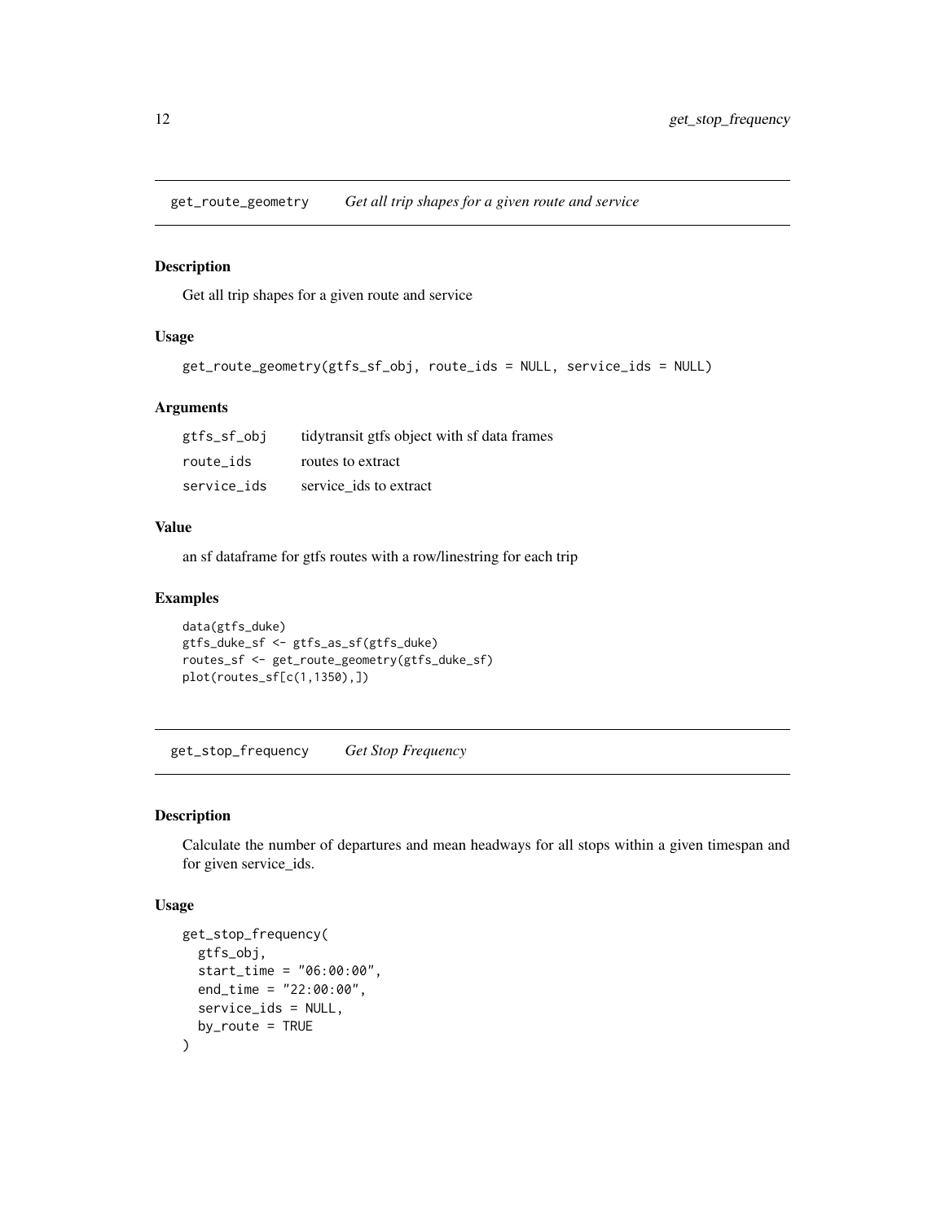## get_route_geometry *Get all trip shapes for a given route and service*

### Description

Get all trip shapes for a given route and service

### Usage

```
get_route_geometry(gtfs_sf_obj, route_ids = NULL, service_ids = NULL)
```

### Arguments

| | |
|---|---|
| gtfs_sf_obj | tidytransit gtfs object with sf data frames |
| route_ids | routes to extract |
| service_ids | service_ids to extract |

### Value

an sf dataframe for gtfs routes with a row/linestring for each trip

### Examples

```
data(gtfs_duke)
gtfs_duke_sf <- gtfs_as_sf(gtfs_duke)
routes_sf <- get_route_geometry(gtfs_duke_sf)
plot(routes_sf[c(1,1350),])
```

## get_stop_frequency *Get Stop Frequency*

### Description

Calculate the number of departures and mean headways for all stops within a given timespan and for given service_ids.

### Usage

```
get_stop_frequency(
  gtfs_obj,
  start_time = "06:00:00",
  end_time = "22:00:00",
  service_ids = NULL,
  by_route = TRUE
)
```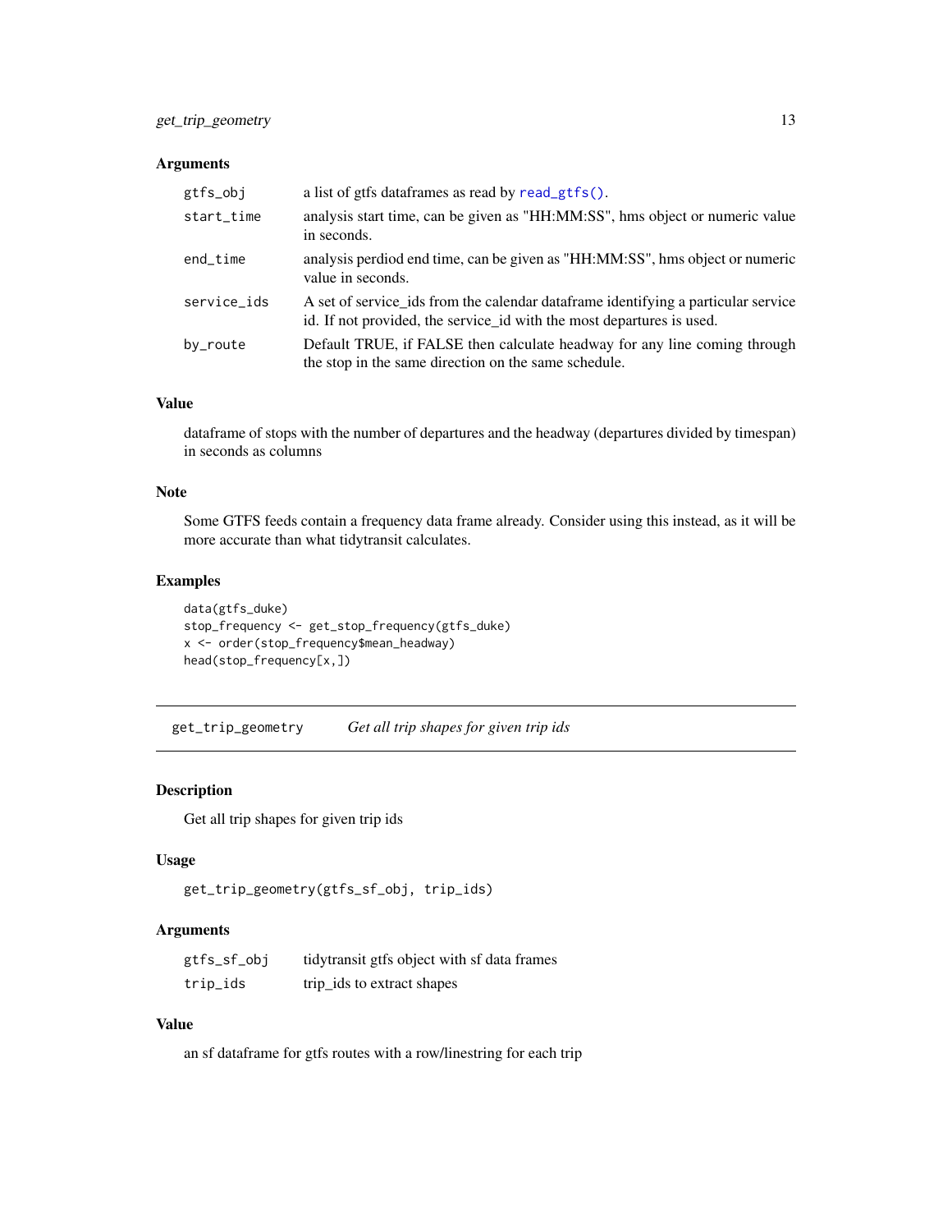## Arguments

| | |
|---|---|
| gtfs_obj | a list of gtfs dataframes as read by read_gtfs(). |
| start_time | analysis start time, can be given as "HH:MM:SS", hms object or numeric value in seconds. |
| end_time | analysis perdiod end time, can be given as "HH:MM:SS", hms object or numeric value in seconds. |
| service_ids | A set of service_ids from the calendar dataframe identifying a particular service id. If not provided, the service_id with the most departures is used. |
| by_route | Default TRUE, if FALSE then calculate headway for any line coming through the stop in the same direction on the same schedule. |

## Value

dataframe of stops with the number of departures and the headway (departures divided by timespan) in seconds as columns

## Note

Some GTFS feeds contain a frequency data frame already. Consider using this instead, as it will be more accurate than what tidytransit calculates.

## Examples

```
data(gtfs_duke)
stop_frequency <- get_stop_frequency(gtfs_duke)
x <- order(stop_frequency$mean_headway)
head(stop_frequency[x,])
```

---

# get_trip_geometry    *Get all trip shapes for given trip ids*

## Description

Get all trip shapes for given trip ids

## Usage

```
get_trip_geometry(gtfs_sf_obj, trip_ids)
```

## Arguments

| | |
|---|---|
| gtfs_sf_obj | tidytransit gtfs object with sf data frames |
| trip_ids | trip_ids to extract shapes |

## Value

an sf dataframe for gtfs routes with a row/linestring for each trip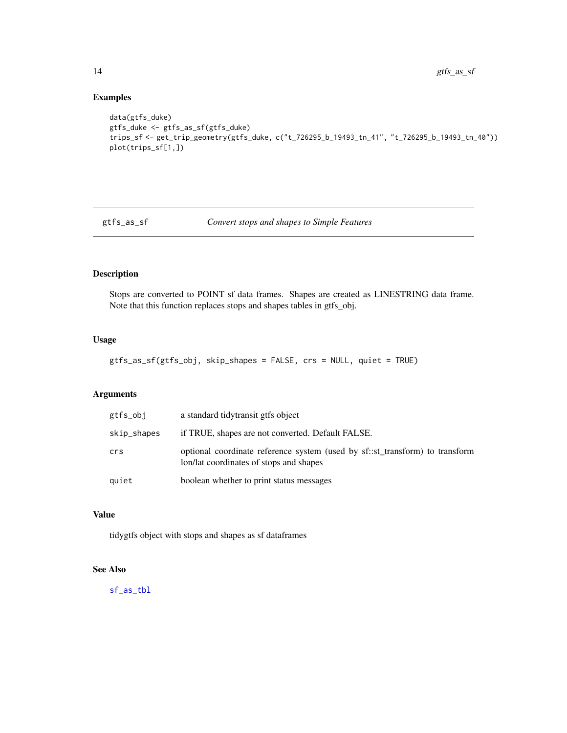## Examples

```
data(gtfs_duke)
gtfs_duke <- gtfs_as_sf(gtfs_duke)
trips_sf <- get_trip_geometry(gtfs_duke, c("t_726295_b_19493_tn_41", "t_726295_b_19493_tn_40"))
plot(trips_sf[1,])
```

---

# gtfs_as_sf — *Convert stops and shapes to Simple Features*

## Description

Stops are converted to POINT sf data frames. Shapes are created as LINESTRING data frame. Note that this function replaces stops and shapes tables in gtfs_obj.

## Usage

```
gtfs_as_sf(gtfs_obj, skip_shapes = FALSE, crs = NULL, quiet = TRUE)
```

## Arguments

| | |
|---|---|
| `gtfs_obj` | a standard tidytransit gtfs object |
| `skip_shapes` | if TRUE, shapes are not converted. Default FALSE. |
| `crs` | optional coordinate reference system (used by sf::st_transform) to transform lon/lat coordinates of stops and shapes |
| `quiet` | boolean whether to print status messages |

## Value

tidygtfs object with stops and shapes as sf dataframes

## See Also

`sf_as_tbl`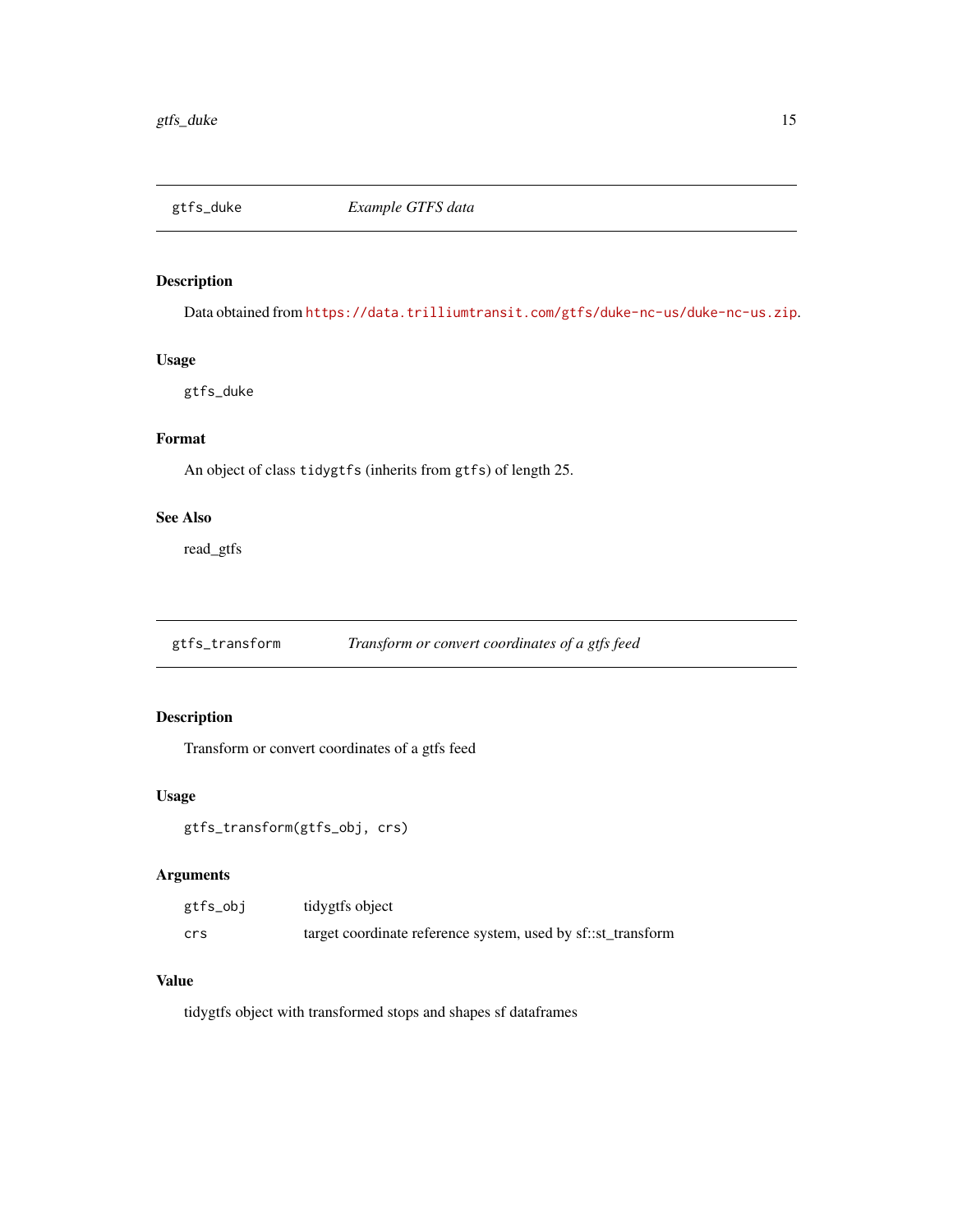## gtfs_duke — *Example GTFS data*

### Description

Data obtained from https://data.trilliumtransit.com/gtfs/duke-nc-us/duke-nc-us.zip.

### Usage

```
gtfs_duke
```

### Format

An object of class `tidygtfs` (inherits from `gtfs`) of length 25.

### See Also

read_gtfs

## gtfs_transform — *Transform or convert coordinates of a gtfs feed*

### Description

Transform or convert coordinates of a gtfs feed

### Usage

```
gtfs_transform(gtfs_obj, crs)
```

### Arguments

| | |
|---|---|
| `gtfs_obj` | tidygtfs object |
| `crs` | target coordinate reference system, used by sf::st_transform |

### Value

tidygtfs object with transformed stops and shapes sf dataframes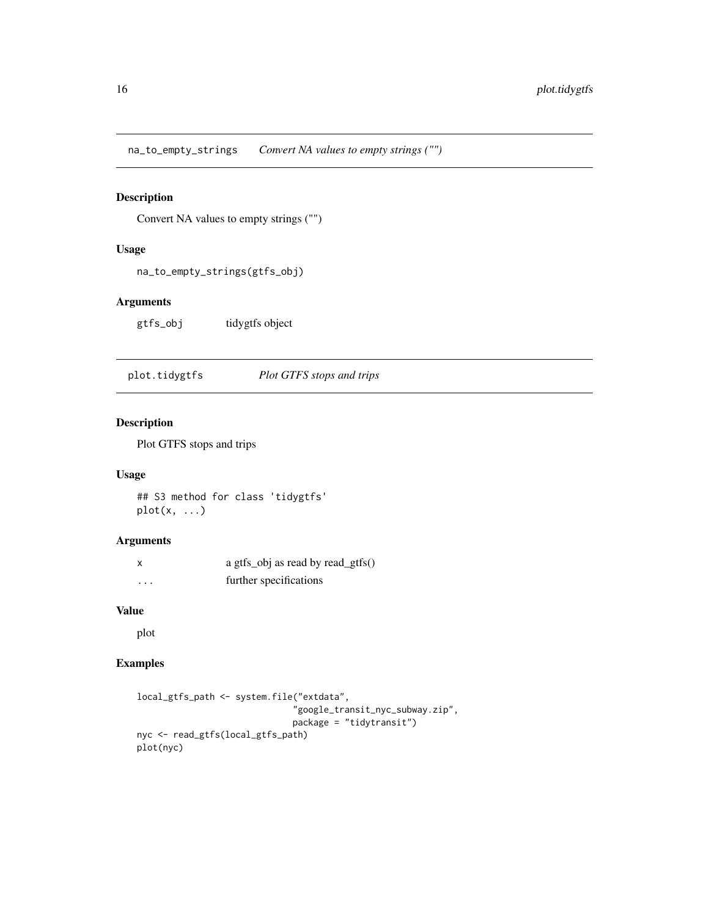## na_to_empty_strings — *Convert NA values to empty strings ("")*

### Description

Convert NA values to empty strings ("")

### Usage

```
na_to_empty_strings(gtfs_obj)
```

### Arguments

| | |
|---|---|
| gtfs_obj | tidygtfs object |

## plot.tidygtfs — *Plot GTFS stops and trips*

### Description

Plot GTFS stops and trips

### Usage

```
## S3 method for class 'tidygtfs'
plot(x, ...)
```

### Arguments

| | |
|---|---|
| x | a gtfs_obj as read by read_gtfs() |
| ... | further specifications |

### Value

plot

### Examples

```
local_gtfs_path <- system.file("extdata",
                               "google_transit_nyc_subway.zip",
                               package = "tidytransit")
nyc <- read_gtfs(local_gtfs_path)
plot(nyc)
```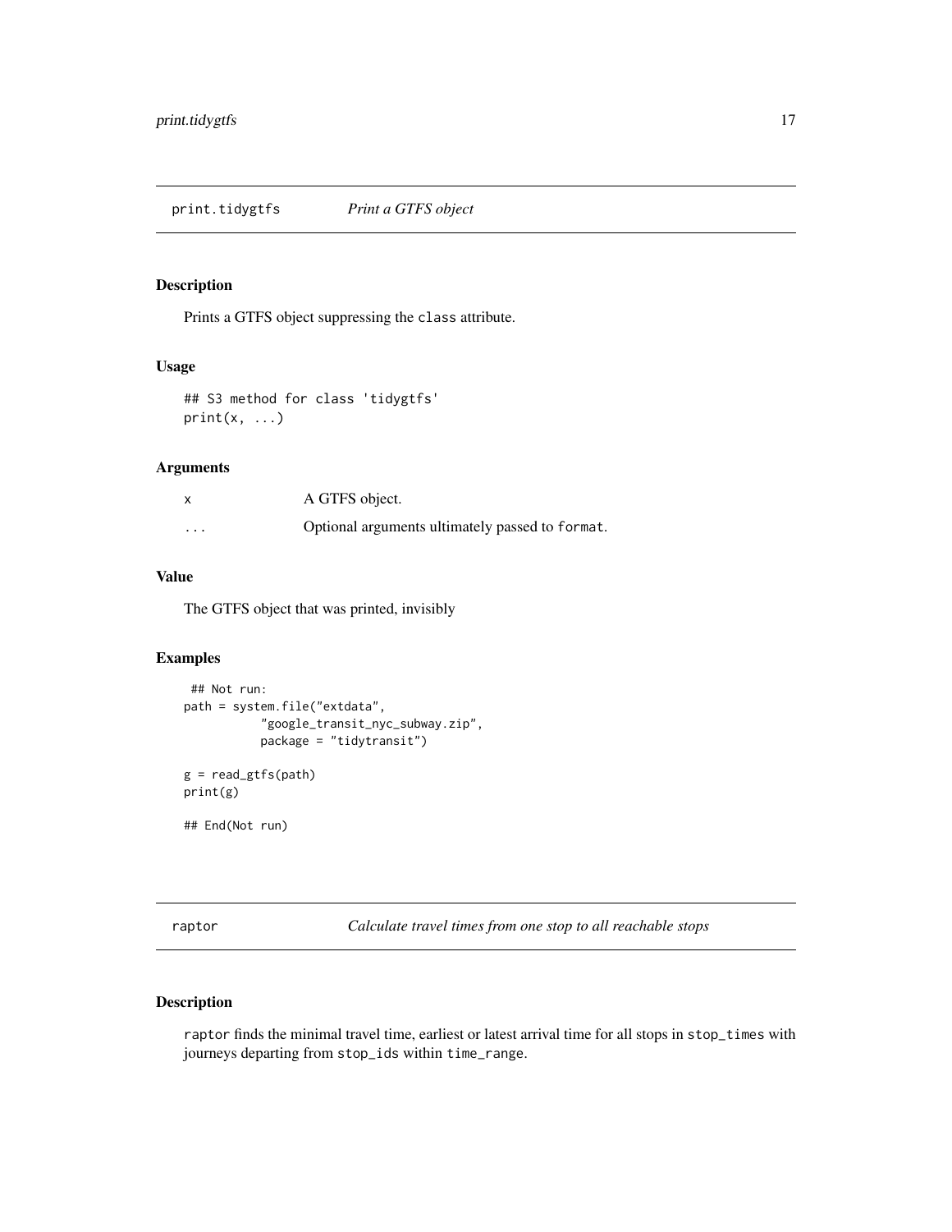## print.tidygtfs *Print a GTFS object*

### Description

Prints a GTFS object suppressing the `class` attribute.

### Usage

```
## S3 method for class 'tidygtfs'
print(x, ...)
```

### Arguments

| | |
|---|---|
| x | A GTFS object. |
| ... | Optional arguments ultimately passed to `format`. |

### Value

The GTFS object that was printed, invisibly

### Examples

```
 ## Not run:
path = system.file("extdata",
           "google_transit_nyc_subway.zip",
           package = "tidytransit")

g = read_gtfs(path)
print(g)

## End(Not run)
```

## raptor *Calculate travel times from one stop to all reachable stops*

### Description

`raptor` finds the minimal travel time, earliest or latest arrival time for all stops in `stop_times` with journeys departing from `stop_ids` within `time_range`.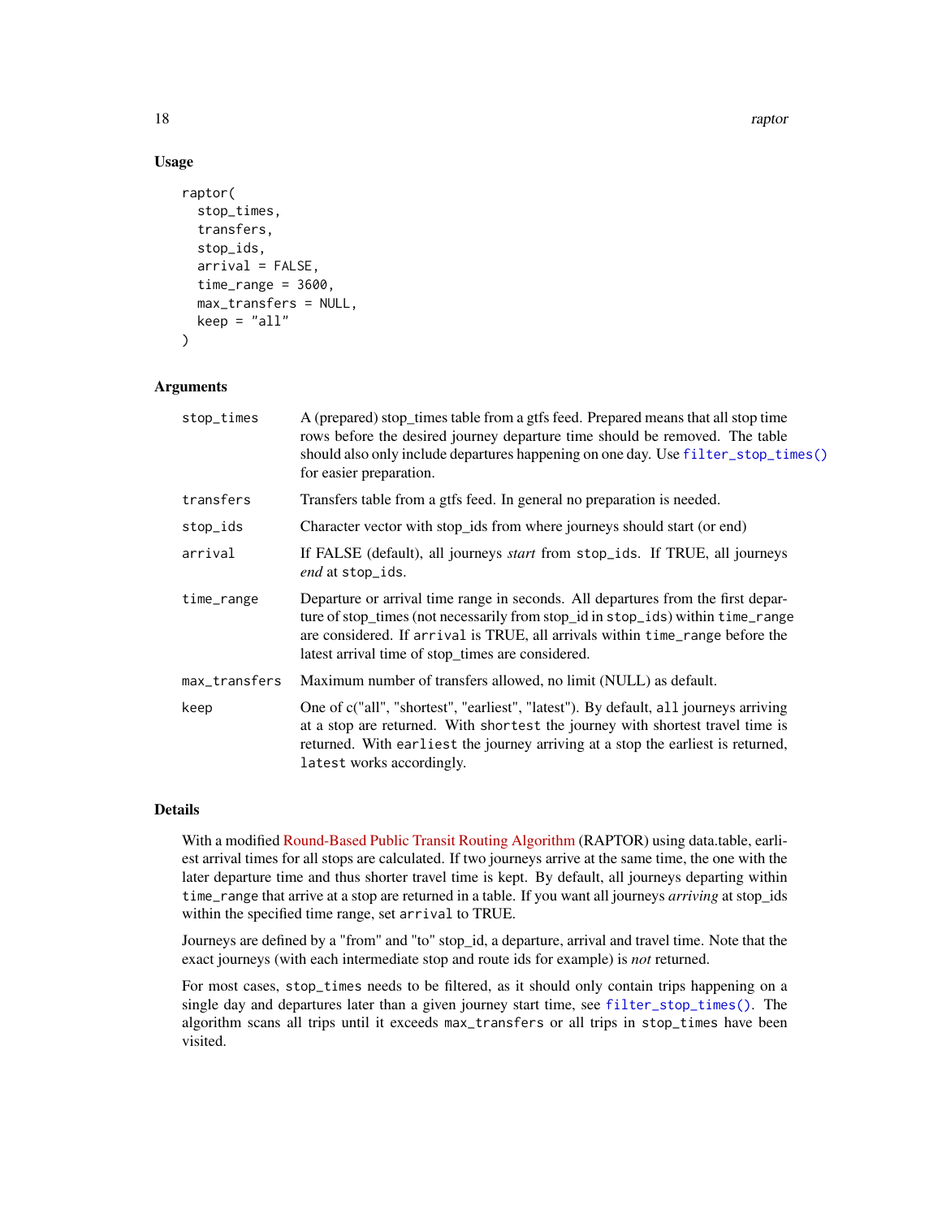## Usage

```
raptor(
  stop_times,
  transfers,
  stop_ids,
  arrival = FALSE,
  time_range = 3600,
  max_transfers = NULL,
  keep = "all"
)
```

## Arguments

| | |
|---|---|
| `stop_times` | A (prepared) stop_times table from a gtfs feed. Prepared means that all stop time rows before the desired journey departure time should be removed. The table should also only include departures happening on one day. Use `filter_stop_times()` for easier preparation. |
| `transfers` | Transfers table from a gtfs feed. In general no preparation is needed. |
| `stop_ids` | Character vector with stop_ids from where journeys should start (or end) |
| `arrival` | If FALSE (default), all journeys *start* from `stop_ids`. If TRUE, all journeys *end* at `stop_ids`. |
| `time_range` | Departure or arrival time range in seconds. All departures from the first departure of stop_times (not necessarily from stop_id in `stop_ids`) within `time_range` are considered. If `arrival` is TRUE, all arrivals within `time_range` before the latest arrival time of stop_times are considered. |
| `max_transfers` | Maximum number of transfers allowed, no limit (NULL) as default. |
| `keep` | One of c("all", "shortest", "earliest", "latest"). By default, `all` journeys arriving at a stop are returned. With `shortest` the journey with shortest travel time is returned. With `earliest` the journey arriving at a stop the earliest is returned, `latest` works accordingly. |

## Details

With a modified Round-Based Public Transit Routing Algorithm (RAPTOR) using data.table, earliest arrival times for all stops are calculated. If two journeys arrive at the same time, the one with the later departure time and thus shorter travel time is kept. By default, all journeys departing within `time_range` that arrive at a stop are returned in a table. If you want all journeys *arriving* at stop_ids within the specified time range, set `arrival` to TRUE.

Journeys are defined by a "from" and "to" stop_id, a departure, arrival and travel time. Note that the exact journeys (with each intermediate stop and route ids for example) is *not* returned.

For most cases, `stop_times` needs to be filtered, as it should only contain trips happening on a single day and departures later than a given journey start time, see `filter_stop_times()`. The algorithm scans all trips until it exceeds `max_transfers` or all trips in `stop_times` have been visited.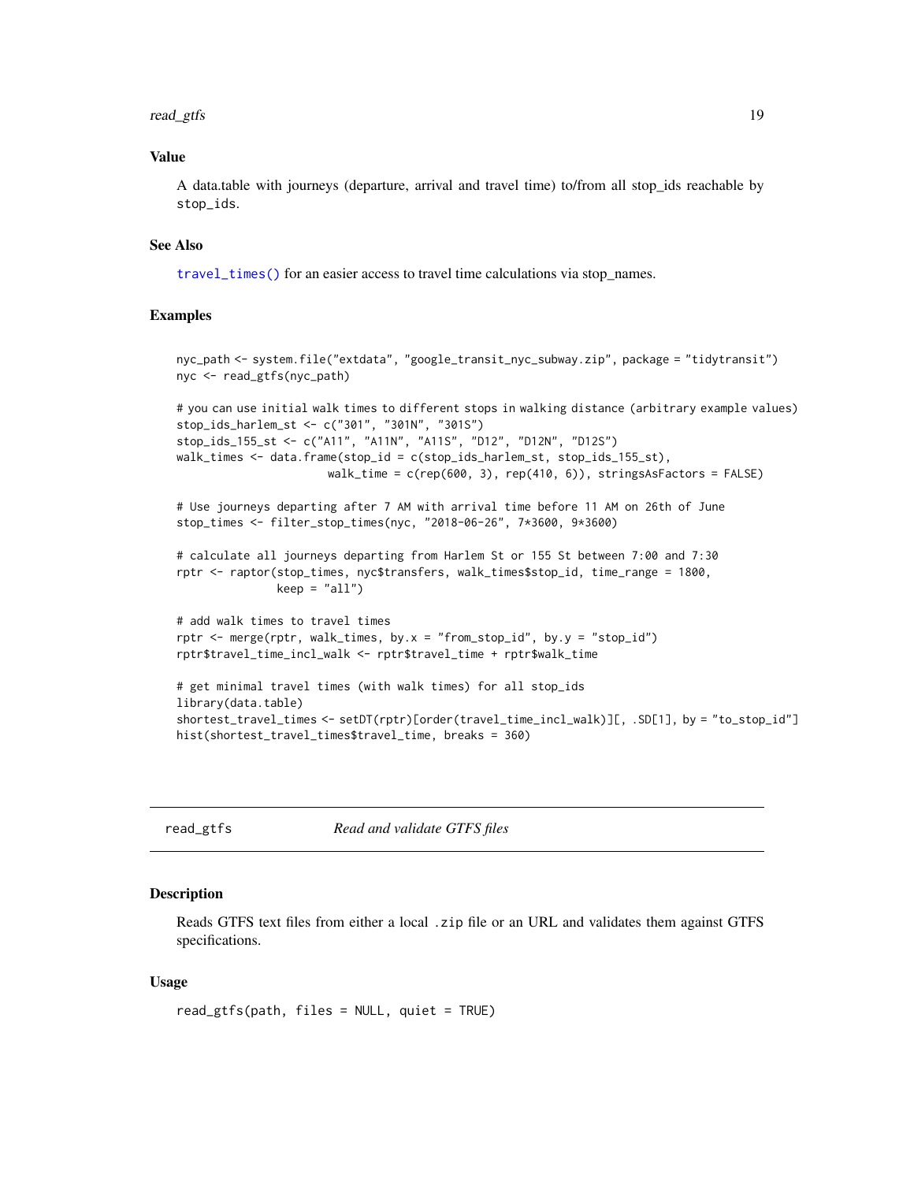### Value

A data.table with journeys (departure, arrival and travel time) to/from all stop_ids reachable by `stop_ids`.

### See Also

`travel_times()` for an easier access to travel time calculations via stop_names.

### Examples

```
nyc_path <- system.file("extdata", "google_transit_nyc_subway.zip", package = "tidytransit")
nyc <- read_gtfs(nyc_path)

# you can use initial walk times to different stops in walking distance (arbitrary example values)
stop_ids_harlem_st <- c("301", "301N", "301S")
stop_ids_155_st <- c("A11", "A11N", "A11S", "D12", "D12N", "D12S")
walk_times <- data.frame(stop_id = c(stop_ids_harlem_st, stop_ids_155_st),
                         walk_time = c(rep(600, 3), rep(410, 6)), stringsAsFactors = FALSE)

# Use journeys departing after 7 AM with arrival time before 11 AM on 26th of June
stop_times <- filter_stop_times(nyc, "2018-06-26", 7*3600, 9*3600)

# calculate all journeys departing from Harlem St or 155 St between 7:00 and 7:30
rptr <- raptor(stop_times, nyc$transfers, walk_times$stop_id, time_range = 1800,
               keep = "all")

# add walk times to travel times
rptr <- merge(rptr, walk_times, by.x = "from_stop_id", by.y = "stop_id")
rptr$travel_time_incl_walk <- rptr$travel_time + rptr$walk_time

# get minimal travel times (with walk times) for all stop_ids
library(data.table)
shortest_travel_times <- setDT(rptr)[order(travel_time_incl_walk)][, .SD[1], by = "to_stop_id"]
hist(shortest_travel_times$travel_time, breaks = 360)
```

---

## read_gtfs — *Read and validate GTFS files*

### Description

Reads GTFS text files from either a local `.zip` file or an URL and validates them against GTFS specifications.

### Usage

```
read_gtfs(path, files = NULL, quiet = TRUE)
```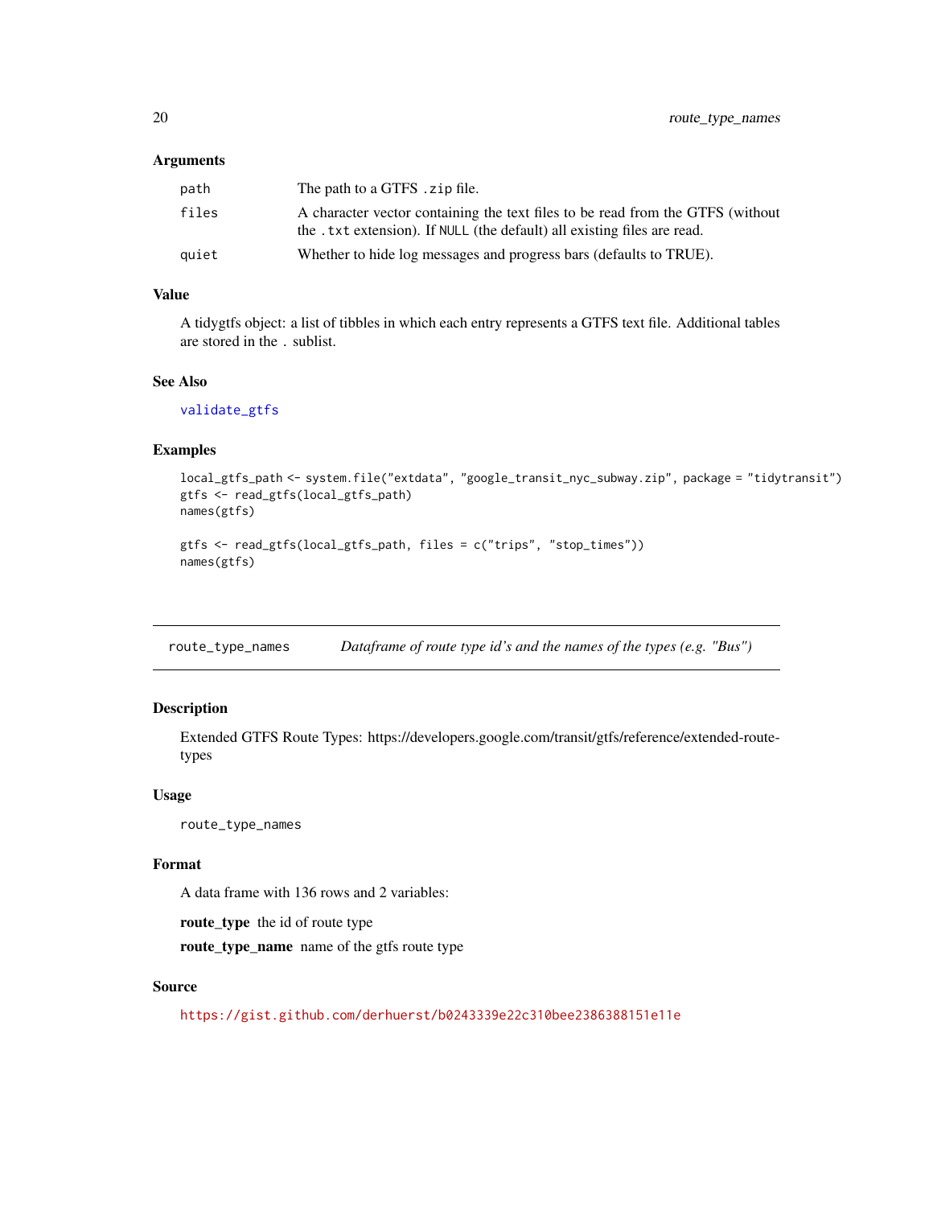### Arguments

| | |
|---|---|
| `path` | The path to a GTFS `.zip` file. |
| `files` | A character vector containing the text files to be read from the GTFS (without the `.txt` extension). If `NULL` (the default) all existing files are read. |
| `quiet` | Whether to hide log messages and progress bars (defaults to TRUE). |

### Value

A tidygtfs object: a list of tibbles in which each entry represents a GTFS text file. Additional tables are stored in the `.` sublist.

### See Also

`validate_gtfs`

### Examples

```
local_gtfs_path <- system.file("extdata", "google_transit_nyc_subway.zip", package = "tidytransit")
gtfs <- read_gtfs(local_gtfs_path)
names(gtfs)

gtfs <- read_gtfs(local_gtfs_path, files = c("trips", "stop_times"))
names(gtfs)
```

---

## route_type_names    *Dataframe of route type id's and the names of the types (e.g. "Bus")*

### Description

Extended GTFS Route Types: https://developers.google.com/transit/gtfs/reference/extended-route-types

### Usage

```
route_type_names
```

### Format

A data frame with 136 rows and 2 variables:

**route_type** the id of route type

**route_type_name** name of the gtfs route type

### Source

https://gist.github.com/derhuerst/b0243339e22c310bee2386388151e11e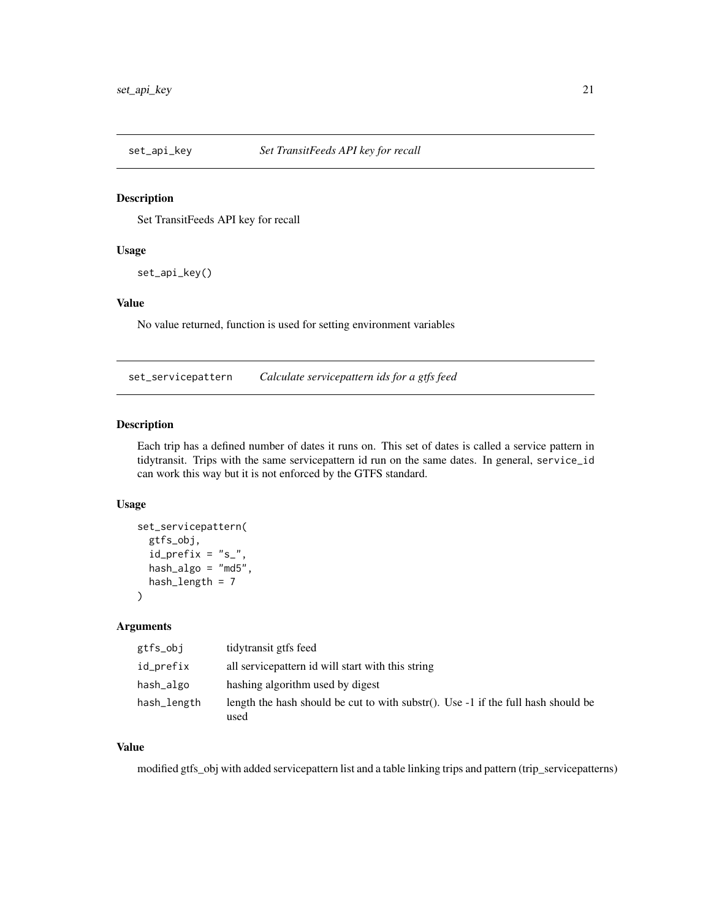## set_api_key — *Set TransitFeeds API key for recall*

### Description

Set TransitFeeds API key for recall

### Usage

```
set_api_key()
```

### Value

No value returned, function is used for setting environment variables

## set_servicepattern — *Calculate servicepattern ids for a gtfs feed*

### Description

Each trip has a defined number of dates it runs on. This set of dates is called a service pattern in tidytransit. Trips with the same servicepattern id run on the same dates. In general, `service_id` can work this way but it is not enforced by the GTFS standard.

### Usage

```
set_servicepattern(
  gtfs_obj,
  id_prefix = "s_",
  hash_algo = "md5",
  hash_length = 7
)
```

### Arguments

| | |
|---|---|
| `gtfs_obj` | tidytransit gtfs feed |
| `id_prefix` | all servicepattern id will start with this string |
| `hash_algo` | hashing algorithm used by digest |
| `hash_length` | length the hash should be cut to with substr(). Use -1 if the full hash should be used |

### Value

modified gtfs_obj with added servicepattern list and a table linking trips and pattern (trip_servicepatterns)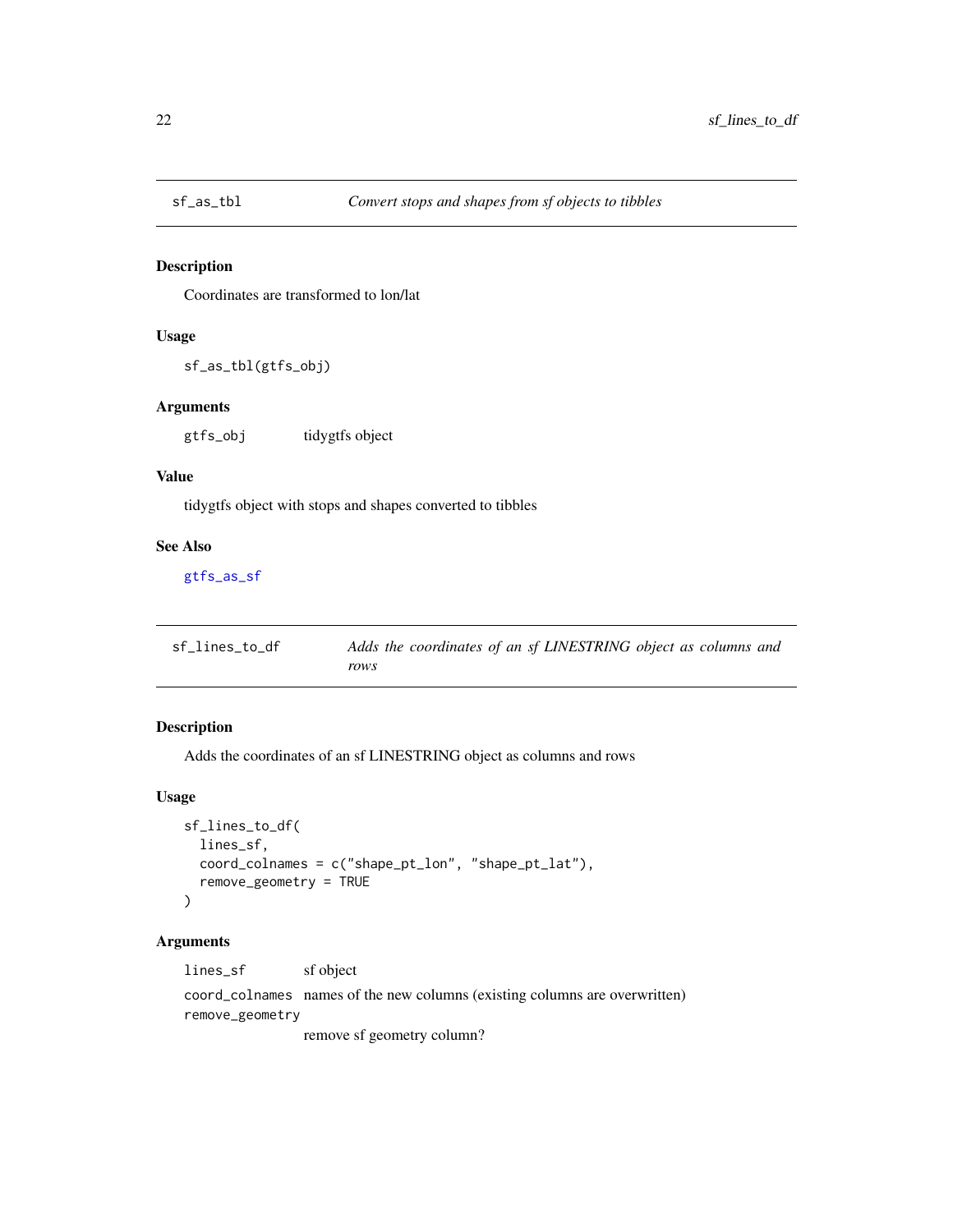## sf_as_tbl — *Convert stops and shapes from sf objects to tibbles*

### Description

Coordinates are transformed to lon/lat

### Usage

```
sf_as_tbl(gtfs_obj)
```

### Arguments

| | |
|---|---|
| `gtfs_obj` | tidygtfs object |

### Value

tidygtfs object with stops and shapes converted to tibbles

### See Also

gtfs_as_sf

## sf_lines_to_df — *Adds the coordinates of an sf LINESTRING object as columns and rows*

### Description

Adds the coordinates of an sf LINESTRING object as columns and rows

### Usage

```
sf_lines_to_df(
  lines_sf,
  coord_colnames = c("shape_pt_lon", "shape_pt_lat"),
  remove_geometry = TRUE
)
```

### Arguments

| | |
|---|---|
| `lines_sf` | sf object |
| `coord_colnames` | names of the new columns (existing columns are overwritten) |
| `remove_geometry` | remove sf geometry column? |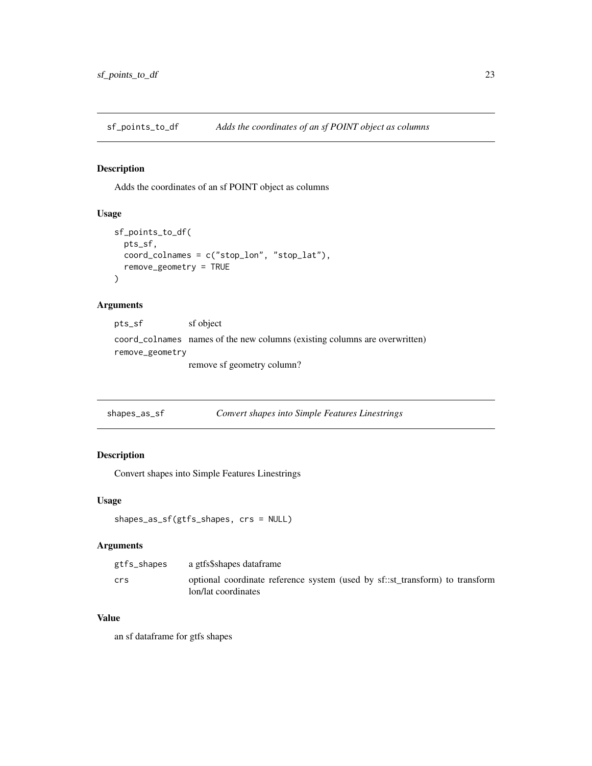## sf_points_to_df — *Adds the coordinates of an sf POINT object as columns*

### Description

Adds the coordinates of an sf POINT object as columns

### Usage

```
sf_points_to_df(
  pts_sf,
  coord_colnames = c("stop_lon", "stop_lat"),
  remove_geometry = TRUE
)
```

### Arguments

| | |
|---|---|
| `pts_sf` | sf object |
| `coord_colnames` | names of the new columns (existing columns are overwritten) |
| `remove_geometry` | remove sf geometry column? |

## shapes_as_sf — *Convert shapes into Simple Features Linestrings*

### Description

Convert shapes into Simple Features Linestrings

### Usage

```
shapes_as_sf(gtfs_shapes, crs = NULL)
```

### Arguments

| | |
|---|---|
| `gtfs_shapes` | a gtfs$shapes dataframe |
| `crs` | optional coordinate reference system (used by sf::st_transform) to transform lon/lat coordinates |

### Value

an sf dataframe for gtfs shapes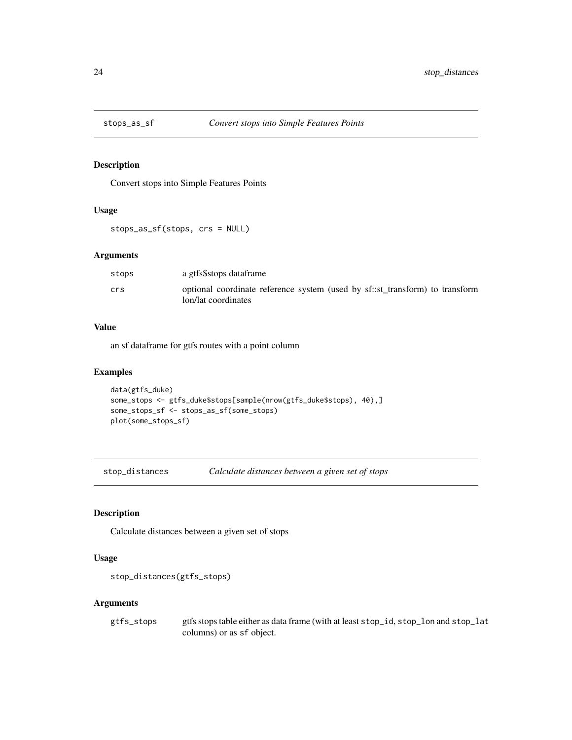## stops_as_sf — *Convert stops into Simple Features Points*

### Description

Convert stops into Simple Features Points

### Usage

```
stops_as_sf(stops, crs = NULL)
```

### Arguments

| | |
|---|---|
| stops | a gtfs$stops dataframe |
| crs | optional coordinate reference system (used by sf::st_transform) to transform lon/lat coordinates |

### Value

an sf dataframe for gtfs routes with a point column

### Examples

```
data(gtfs_duke)
some_stops <- gtfs_duke$stops[sample(nrow(gtfs_duke$stops), 40),]
some_stops_sf <- stops_as_sf(some_stops)
plot(some_stops_sf)
```

## stop_distances — *Calculate distances between a given set of stops*

### Description

Calculate distances between a given set of stops

### Usage

```
stop_distances(gtfs_stops)
```

### Arguments

| | |
|---|---|
| gtfs_stops | gtfs stops table either as data frame (with at least stop_id, stop_lon and stop_lat columns) or as sf object. |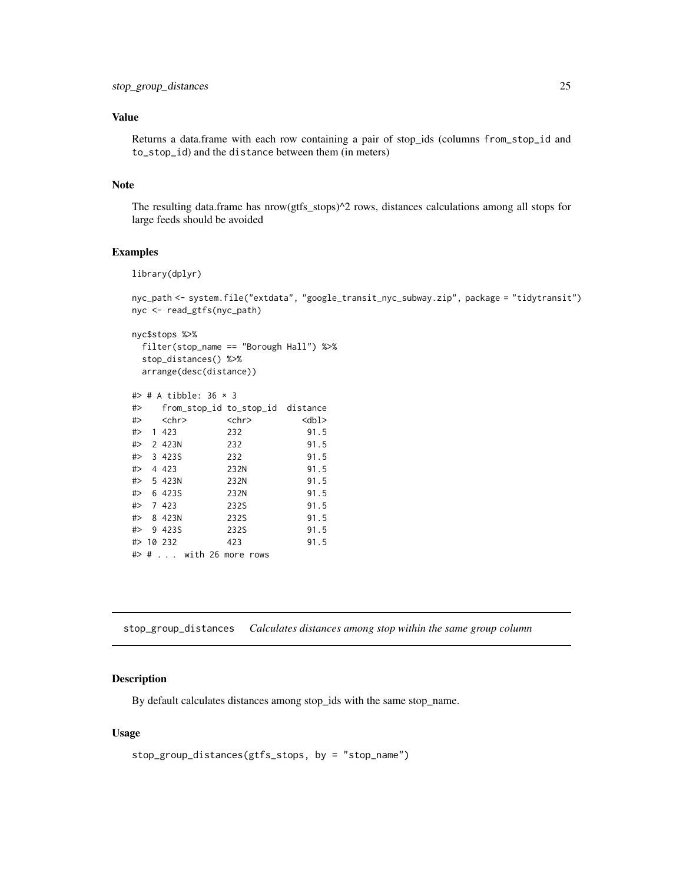### Value

Returns a data.frame with each row containing a pair of stop_ids (columns from_stop_id and to_stop_id) and the distance between them (in meters)

### Note

The resulting data.frame has nrow(gtfs_stops)^2 rows, distances calculations among all stops for large feeds should be avoided

### Examples

```
library(dplyr)

nyc_path <- system.file("extdata", "google_transit_nyc_subway.zip", package = "tidytransit")
nyc <- read_gtfs(nyc_path)

nyc$stops %>%
  filter(stop_name == "Borough Hall") %>%
  stop_distances() %>%
  arrange(desc(distance))

#> # A tibble: 36 × 3
#>    from_stop_id to_stop_id  distance
#>    <chr>        <chr>          <dbl>
#>  1 423          232             91.5
#>  2 423N         232             91.5
#>  3 423S         232             91.5
#>  4 423          232N            91.5
#>  5 423N         232N            91.5
#>  6 423S         232N            91.5
#>  7 423          232S            91.5
#>  8 423N         232S            91.5
#>  9 423S         232S            91.5
#> 10 232          423             91.5
#> # . . . with 26 more rows
```

---

## stop_group_distances    *Calculates distances among stop within the same group column*

### Description

By default calculates distances among stop_ids with the same stop_name.

### Usage

```
stop_group_distances(gtfs_stops, by = "stop_name")
```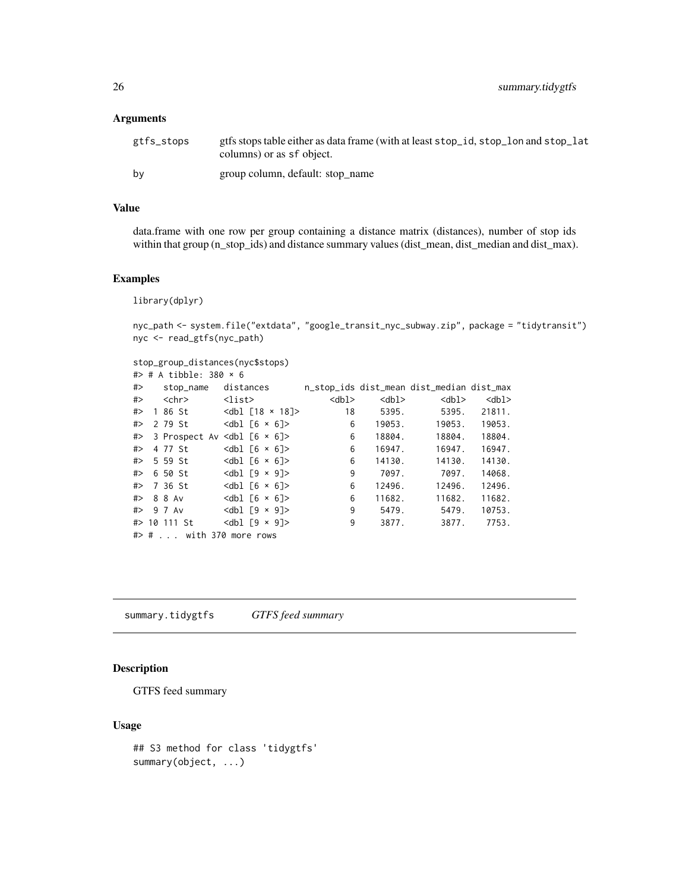### Arguments

| | |
|---|---|
| gtfs_stops | gtfs stops table either as data frame (with at least `stop_id`, `stop_lon` and `stop_lat` columns) or as `sf` object. |
| by | group column, default: stop_name |

### Value

data.frame with one row per group containing a distance matrix (distances), number of stop ids within that group (n_stop_ids) and distance summary values (dist_mean, dist_median and dist_max).

### Examples

```
library(dplyr)

nyc_path <- system.file("extdata", "google_transit_nyc_subway.zip", package = "tidytransit")
nyc <- read_gtfs(nyc_path)

stop_group_distances(nyc$stops)
#> # A tibble: 380 × 6
#>    stop_name   distances       n_stop_ids dist_mean dist_median dist_max
#>    <chr>       <list>               <dbl>     <dbl>       <dbl>    <dbl>
#>  1 86 St       <dbl [18 × 18]>         18     5395.       5395.   21811.
#>  2 79 St       <dbl [6 × 6]>            6    19053.      19053.   19053.
#>  3 Prospect Av <dbl [6 × 6]>            6    18804.      18804.   18804.
#>  4 77 St       <dbl [6 × 6]>            6    16947.      16947.   16947.
#>  5 59 St       <dbl [6 × 6]>            6    14130.      14130.   14130.
#>  6 50 St       <dbl [9 × 9]>            9     7097.       7097.   14068.
#>  7 36 St       <dbl [6 × 6]>            6    12496.      12496.   12496.
#>  8 8 Av        <dbl [6 × 6]>            6    11682.      11682.   11682.
#>  9 7 Av        <dbl [9 × 9]>            9     5479.       5479.   10753.
#> 10 111 St      <dbl [9 × 9]>            9     3877.       3877.    7753.
#> # . . . with 370 more rows
```

---

## summary.tidygtfs *GTFS feed summary*

### Description

GTFS feed summary

### Usage

```
## S3 method for class 'tidygtfs'
summary(object, ...)
```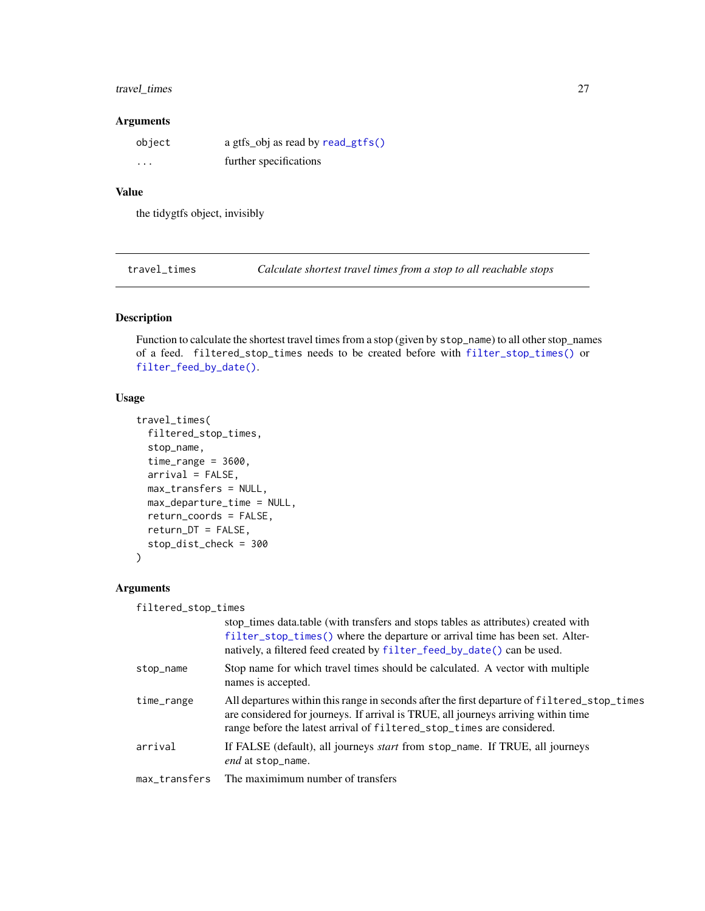## Arguments

| | |
|---|---|
| `object` | a gtfs_obj as read by `read_gtfs()` |
| `...` | further specifications |

## Value

the tidygtfs object, invisibly

---

`travel_times` *Calculate shortest travel times from a stop to all reachable stops*

---

## Description

Function to calculate the shortest travel times from a stop (given by `stop_name`) to all other stop_names of a feed. `filtered_stop_times` needs to be created before with `filter_stop_times()` or `filter_feed_by_date()`.

## Usage

```
travel_times(
  filtered_stop_times,
  stop_name,
  time_range = 3600,
  arrival = FALSE,
  max_transfers = NULL,
  max_departure_time = NULL,
  return_coords = FALSE,
  return_DT = FALSE,
  stop_dist_check = 300
)
```

## Arguments

| | |
|---|---|
| `filtered_stop_times` | stop_times data.table (with transfers and stops tables as attributes) created with `filter_stop_times()` where the departure or arrival time has been set. Alternatively, a filtered feed created by `filter_feed_by_date()` can be used. |
| `stop_name` | Stop name for which travel times should be calculated. A vector with multiple names is accepted. |
| `time_range` | All departures within this range in seconds after the first departure of `filtered_stop_times` are considered for journeys. If arrival is TRUE, all journeys arriving within time range before the latest arrival of `filtered_stop_times` are considered. |
| `arrival` | If FALSE (default), all journeys *start* from `stop_name`. If TRUE, all journeys *end* at `stop_name`. |
| `max_transfers` | The maximimum number of transfers |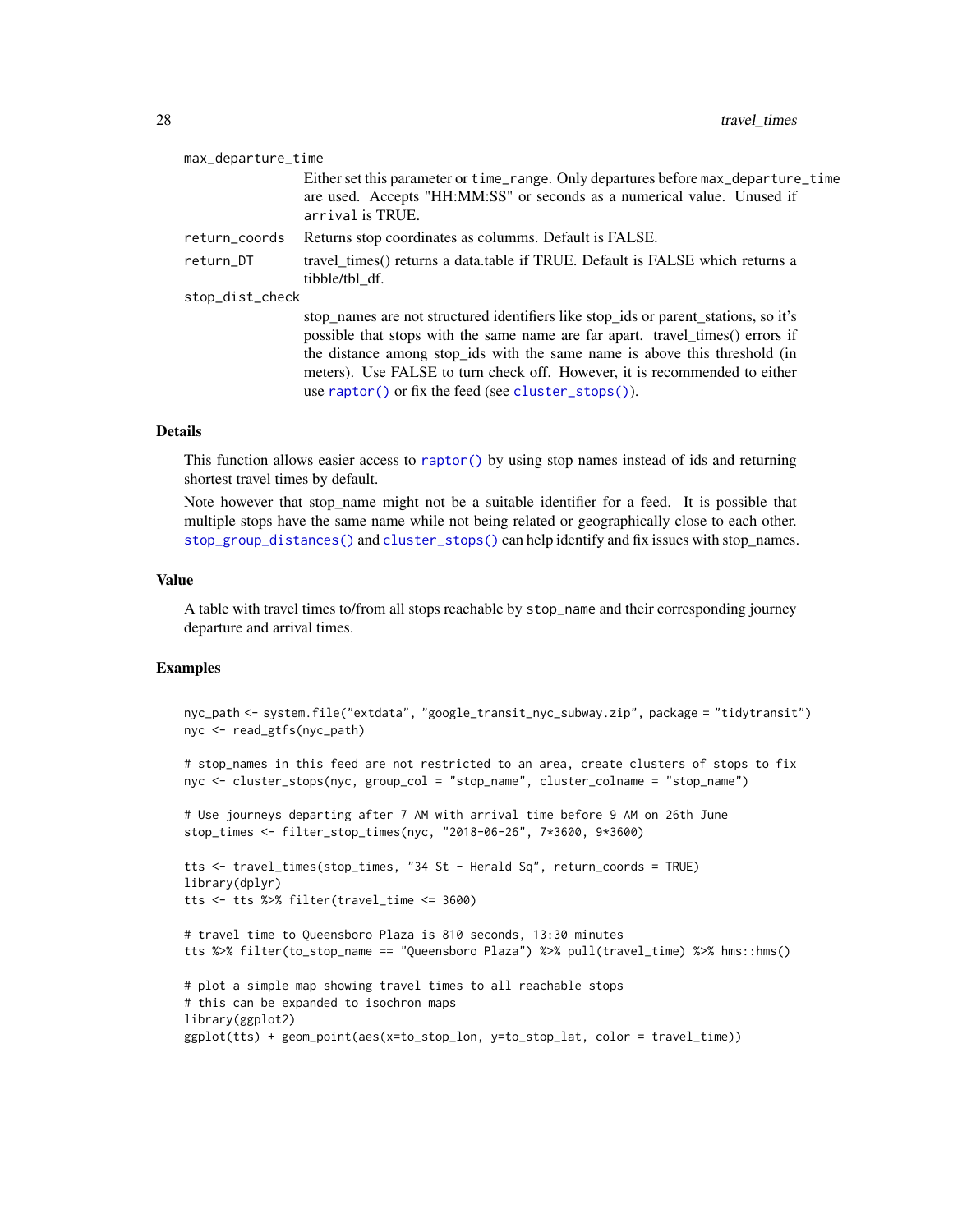`max_departure_time`
: Either set this parameter or `time_range`. Only departures before `max_departure_time` are used. Accepts "HH:MM:SS" or seconds as a numerical value. Unused if `arrival` is TRUE.

`return_coords`
: Returns stop coordinates as columms. Default is FALSE.

`return_DT`
: travel_times() returns a data.table if TRUE. Default is FALSE which returns a tibble/tbl_df.

`stop_dist_check`
: stop_names are not structured identifiers like stop_ids or parent_stations, so it's possible that stops with the same name are far apart. travel_times() errors if the distance among stop_ids with the same name is above this threshold (in meters). Use FALSE to turn check off. However, it is recommended to either use `raptor()` or fix the feed (see `cluster_stops()`).

## Details

This function allows easier access to `raptor()` by using stop names instead of ids and returning shortest travel times by default.

Note however that stop_name might not be a suitable identifier for a feed. It is possible that multiple stops have the same name while not being related or geographically close to each other. `stop_group_distances()` and `cluster_stops()` can help identify and fix issues with stop_names.

## Value

A table with travel times to/from all stops reachable by `stop_name` and their corresponding journey departure and arrival times.

## Examples

```
nyc_path <- system.file("extdata", "google_transit_nyc_subway.zip", package = "tidytransit")
nyc <- read_gtfs(nyc_path)

# stop_names in this feed are not restricted to an area, create clusters of stops to fix
nyc <- cluster_stops(nyc, group_col = "stop_name", cluster_colname = "stop_name")

# Use journeys departing after 7 AM with arrival time before 9 AM on 26th June
stop_times <- filter_stop_times(nyc, "2018-06-26", 7*3600, 9*3600)

tts <- travel_times(stop_times, "34 St - Herald Sq", return_coords = TRUE)
library(dplyr)
tts <- tts %>% filter(travel_time <= 3600)

# travel time to Queensboro Plaza is 810 seconds, 13:30 minutes
tts %>% filter(to_stop_name == "Queensboro Plaza") %>% pull(travel_time) %>% hms::hms()

# plot a simple map showing travel times to all reachable stops
# this can be expanded to isochron maps
library(ggplot2)
ggplot(tts) + geom_point(aes(x=to_stop_lon, y=to_stop_lat, color = travel_time))
```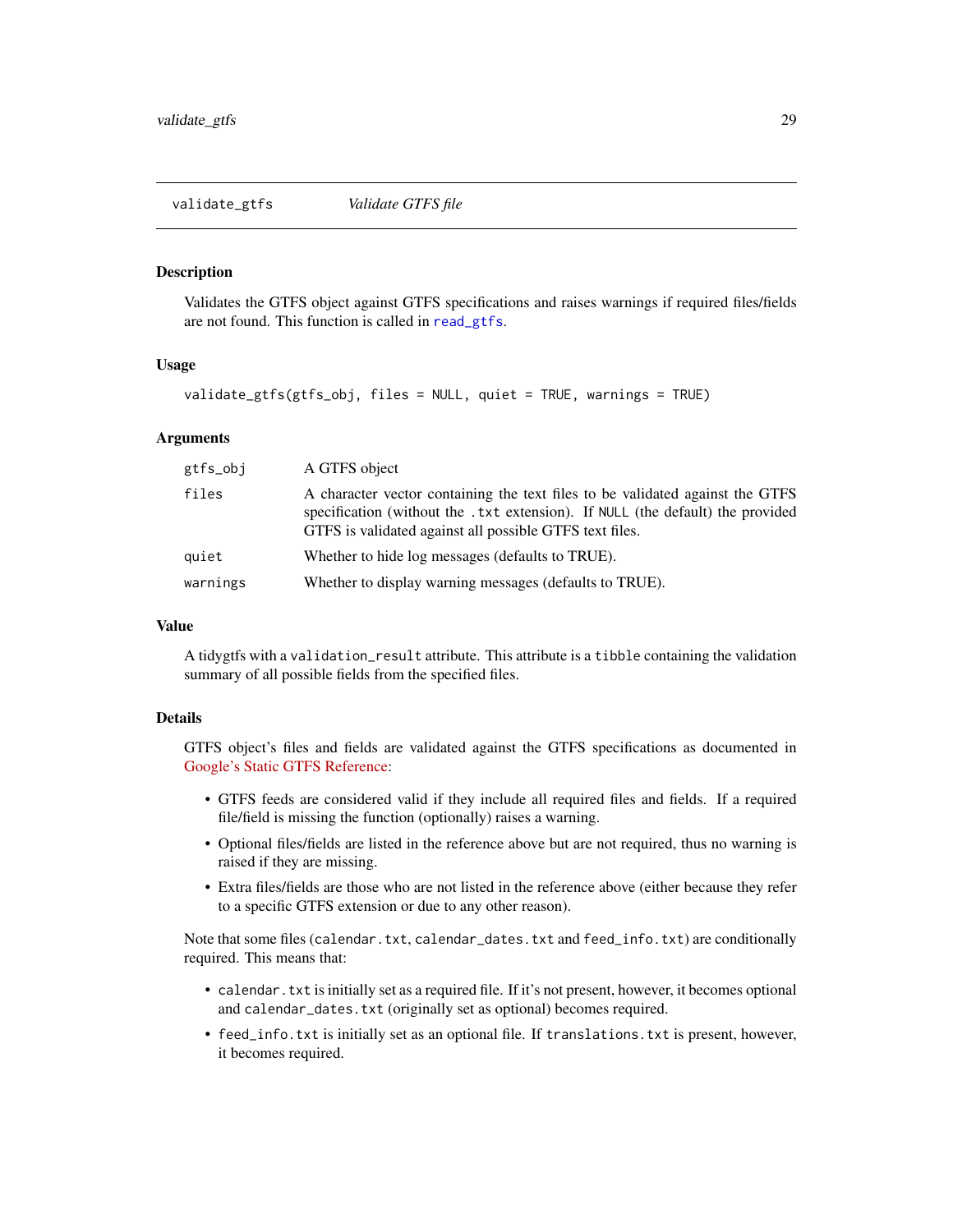## validate_gtfs — *Validate GTFS file*

### Description

Validates the GTFS object against GTFS specifications and raises warnings if required files/fields are not found. This function is called in `read_gtfs`.

### Usage

```
validate_gtfs(gtfs_obj, files = NULL, quiet = TRUE, warnings = TRUE)
```

### Arguments

| Argument | Description |
| --- | --- |
| `gtfs_obj` | A GTFS object |
| `files` | A character vector containing the text files to be validated against the GTFS specification (without the `.txt` extension). If `NULL` (the default) the provided GTFS is validated against all possible GTFS text files. |
| `quiet` | Whether to hide log messages (defaults to TRUE). |
| `warnings` | Whether to display warning messages (defaults to TRUE). |

### Value

A tidygtfs with a `validation_result` attribute. This attribute is a `tibble` containing the validation summary of all possible fields from the specified files.

### Details

GTFS object's files and fields are validated against the GTFS specifications as documented in Google's Static GTFS Reference:

- GTFS feeds are considered valid if they include all required files and fields. If a required file/field is missing the function (optionally) raises a warning.
- Optional files/fields are listed in the reference above but are not required, thus no warning is raised if they are missing.
- Extra files/fields are those who are not listed in the reference above (either because they refer to a specific GTFS extension or due to any other reason).

Note that some files (`calendar.txt`, `calendar_dates.txt` and `feed_info.txt`) are conditionally required. This means that:

- `calendar.txt` is initially set as a required file. If it's not present, however, it becomes optional and `calendar_dates.txt` (originally set as optional) becomes required.
- `feed_info.txt` is initially set as an optional file. If `translations.txt` is present, however, it becomes required.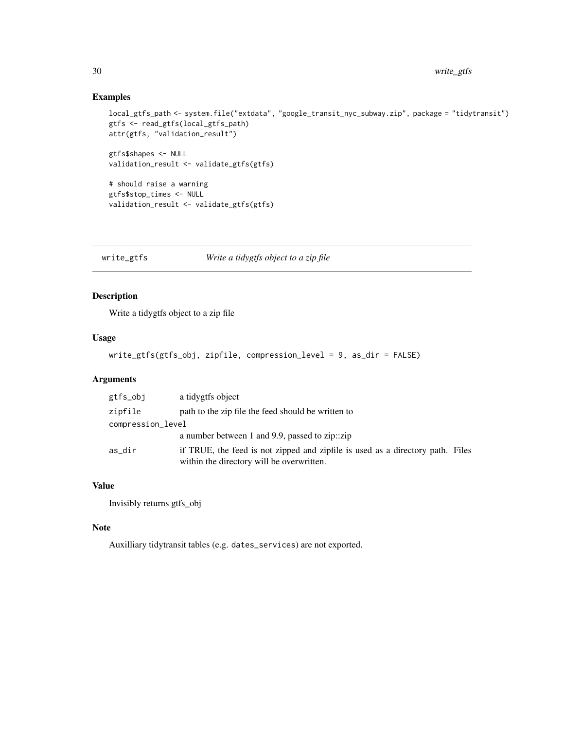## Examples

```
local_gtfs_path <- system.file("extdata", "google_transit_nyc_subway.zip", package = "tidytransit")
gtfs <- read_gtfs(local_gtfs_path)
attr(gtfs, "validation_result")

gtfs$shapes <- NULL
validation_result <- validate_gtfs(gtfs)

# should raise a warning
gtfs$stop_times <- NULL
validation_result <- validate_gtfs(gtfs)
```

---

# write_gtfs *Write a tidygtfs object to a zip file*

---

## Description

Write a tidygtfs object to a zip file

## Usage

```
write_gtfs(gtfs_obj, zipfile, compression_level = 9, as_dir = FALSE)
```

## Arguments

| | |
|---|---|
| `gtfs_obj` | a tidygtfs object |
| `zipfile` | path to the zip file the feed should be written to |
| `compression_level` | a number between 1 and 9.9, passed to zip::zip |
| `as_dir` | if TRUE, the feed is not zipped and zipfile is used as a directory path. Files within the directory will be overwritten. |

## Value

Invisibly returns gtfs_obj

## Note

Auxilliary tidytransit tables (e.g. `dates_services`) are not exported.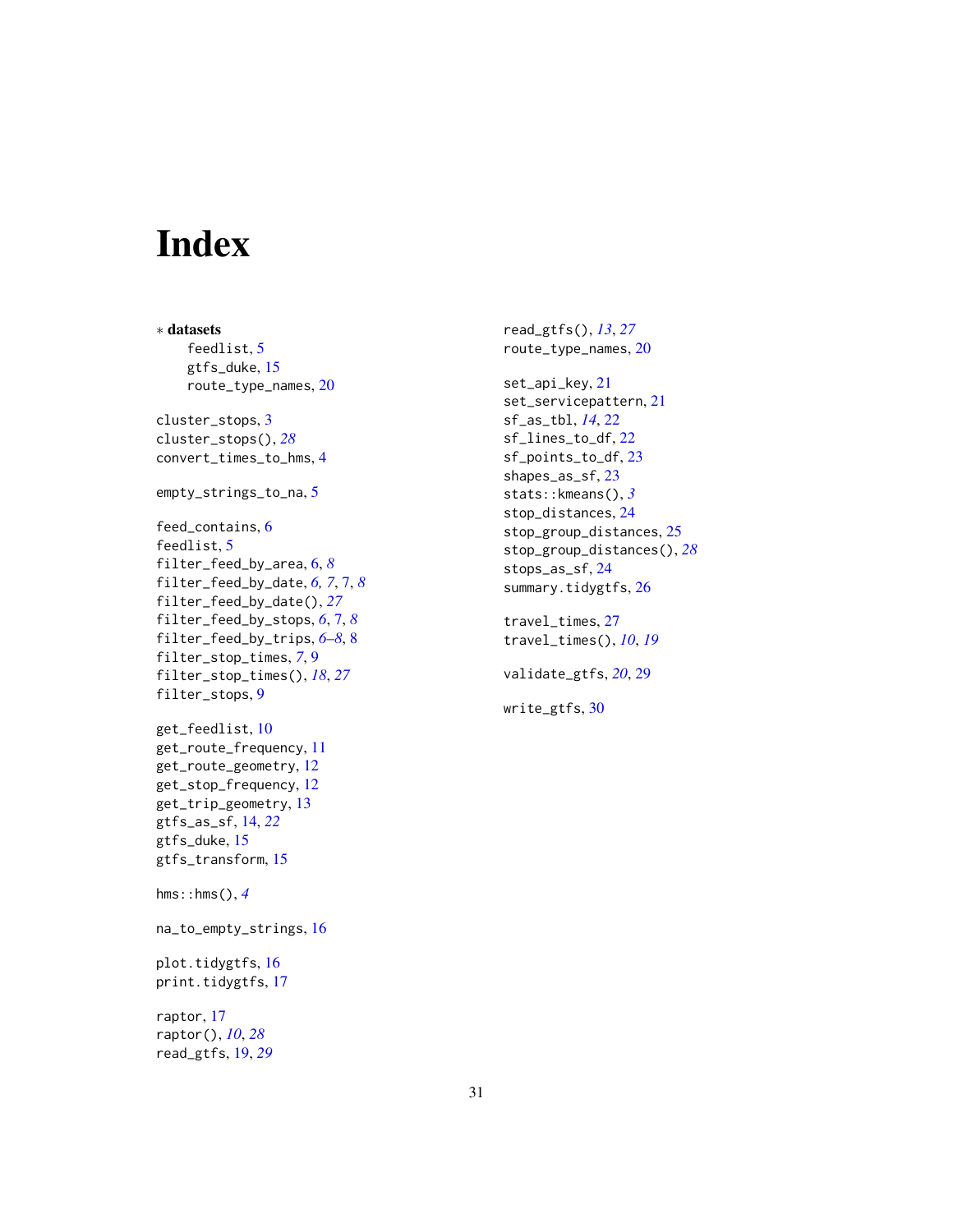# Index

∗ **datasets**
- feedlist, 5
- gtfs_duke, 15
- route_type_names, 20

cluster_stops, 3
cluster_stops(), *28*
convert_times_to_hms, 4

empty_strings_to_na, 5

feed_contains, 6
feedlist, 5
filter_feed_by_area, 6, *8*
filter_feed_by_date, *6, 7*, 7, *8*
filter_feed_by_date(), *27*
filter_feed_by_stops, *6*, 7, *8*
filter_feed_by_trips, *6–8*, 8
filter_stop_times, *7*, 9
filter_stop_times(), *18*, *27*
filter_stops, 9

get_feedlist, 10
get_route_frequency, 11
get_route_geometry, 12
get_stop_frequency, 12
get_trip_geometry, 13
gtfs_as_sf, 14, *22*
gtfs_duke, 15
gtfs_transform, 15

hms::hms(), *4*

na_to_empty_strings, 16

plot.tidygtfs, 16
print.tidygtfs, 17

raptor, 17
raptor(), *10*, *28*
read_gtfs, 19, *29*
read_gtfs(), *13*, *27*
route_type_names, 20

set_api_key, 21
set_servicepattern, 21
sf_as_tbl, *14*, 22
sf_lines_to_df, 22
sf_points_to_df, 23
shapes_as_sf, 23
stats::kmeans(), *3*
stop_distances, 24
stop_group_distances, 25
stop_group_distances(), *28*
stops_as_sf, 24
summary.tidygtfs, 26

travel_times, 27
travel_times(), *10*, *19*

validate_gtfs, *20*, 29

write_gtfs, 30